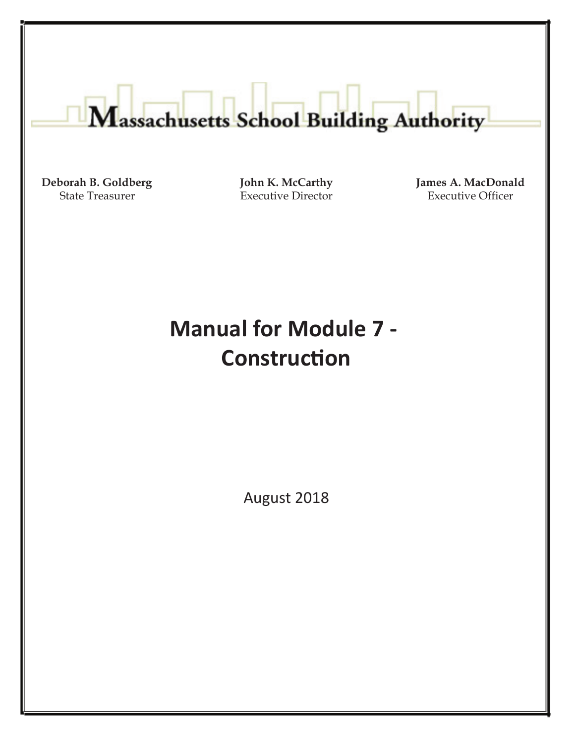# Massachusetts School Building Authority

| Deborah B. Goldberg | John K. McCarthy | James A. MacDonald |
| --- | --- | --- |
| State Treasurer | Executive Director | Executive Officer |

# Manual for Module 7 - Construction

August 2018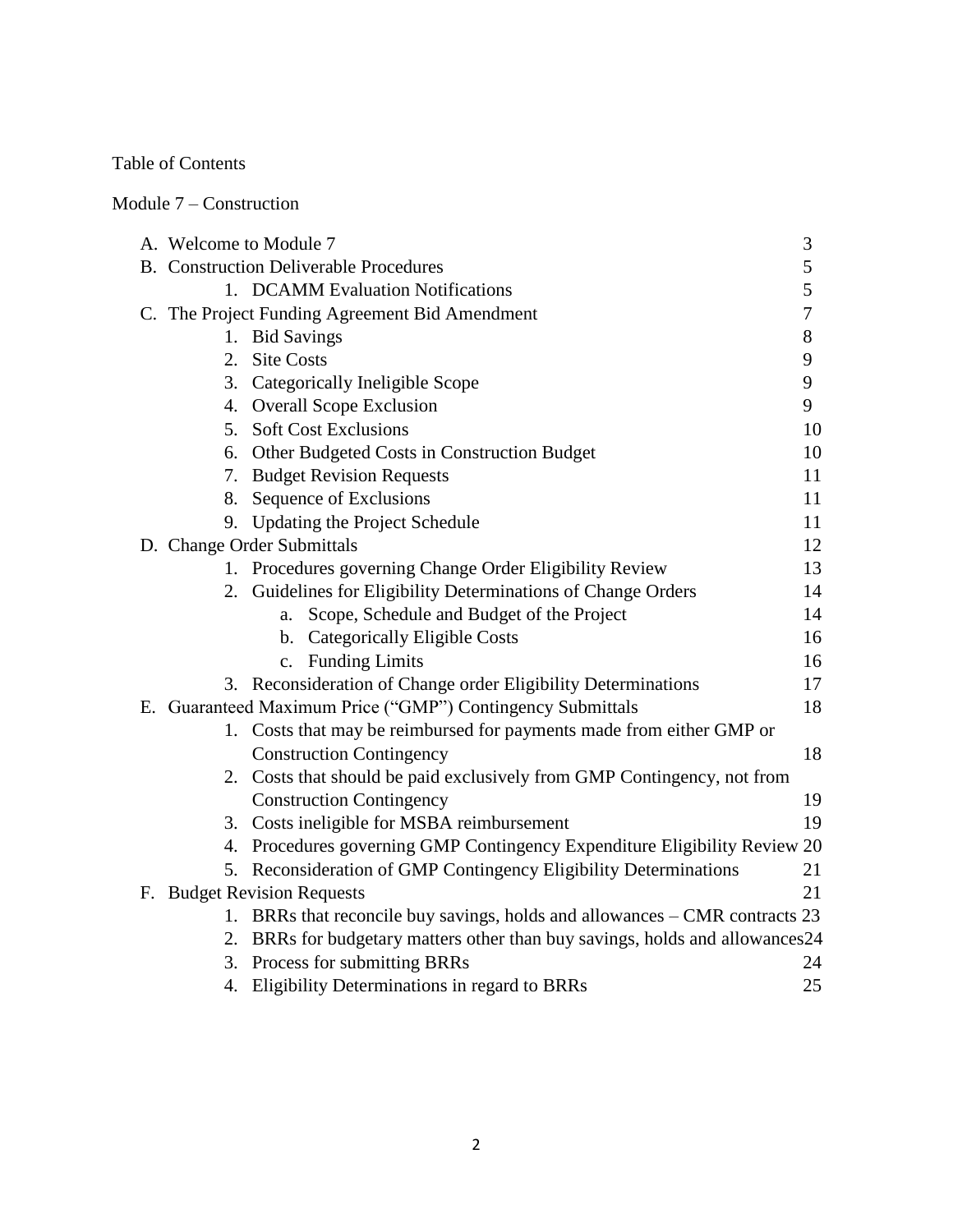Table of Contents

Module 7 – Construction

A. Welcome to Module 7 ... 3
B. Construction Deliverable Procedures ... 5
  1. DCAMM Evaluation Notifications ... 5
C. The Project Funding Agreement Bid Amendment ... 7
  1. Bid Savings ... 8
  2. Site Costs ... 9
  3. Categorically Ineligible Scope ... 9
  4. Overall Scope Exclusion ... 9
  5. Soft Cost Exclusions ... 10
  6. Other Budgeted Costs in Construction Budget ... 10
  7. Budget Revision Requests ... 11
  8. Sequence of Exclusions ... 11
  9. Updating the Project Schedule ... 11
D. Change Order Submittals ... 12
  1. Procedures governing Change Order Eligibility Review ... 13
  2. Guidelines for Eligibility Determinations of Change Orders ... 14
    a. Scope, Schedule and Budget of the Project ... 14
    b. Categorically Eligible Costs ... 16
    c. Funding Limits ... 16
  3. Reconsideration of Change order Eligibility Determinations ... 17
E. Guaranteed Maximum Price (“GMP”) Contingency Submittals ... 18
  1. Costs that may be reimbursed for payments made from either GMP or Construction Contingency ... 18
  2. Costs that should be paid exclusively from GMP Contingency, not from Construction Contingency ... 19
  3. Costs ineligible for MSBA reimbursement ... 19
  4. Procedures governing GMP Contingency Expenditure Eligibility Review ... 20
  5. Reconsideration of GMP Contingency Eligibility Determinations ... 21
F. Budget Revision Requests ... 21
  1. BRRs that reconcile buy savings, holds and allowances – CMR contracts ... 23
  2. BRRs for budgetary matters other than buy savings, holds and allowances ... 24
  3. Process for submitting BRRs ... 24
  4. Eligibility Determinations in regard to BRRs ... 25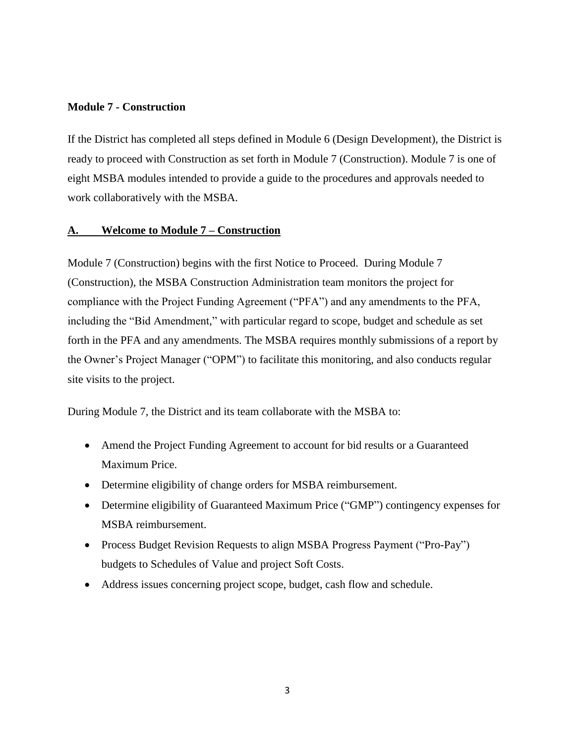**Module 7 - Construction**

If the District has completed all steps defined in Module 6 (Design Development), the District is ready to proceed with Construction as set forth in Module 7 (Construction). Module 7 is one of eight MSBA modules intended to provide a guide to the procedures and approvals needed to work collaboratively with the MSBA.

## A. Welcome to Module 7 – Construction

Module 7 (Construction) begins with the first Notice to Proceed. During Module 7 (Construction), the MSBA Construction Administration team monitors the project for compliance with the Project Funding Agreement ("PFA") and any amendments to the PFA, including the "Bid Amendment," with particular regard to scope, budget and schedule as set forth in the PFA and any amendments. The MSBA requires monthly submissions of a report by the Owner's Project Manager ("OPM") to facilitate this monitoring, and also conducts regular site visits to the project.

During Module 7, the District and its team collaborate with the MSBA to:

- Amend the Project Funding Agreement to account for bid results or a Guaranteed Maximum Price.
- Determine eligibility of change orders for MSBA reimbursement.
- Determine eligibility of Guaranteed Maximum Price ("GMP") contingency expenses for MSBA reimbursement.
- Process Budget Revision Requests to align MSBA Progress Payment ("Pro-Pay") budgets to Schedules of Value and project Soft Costs.
- Address issues concerning project scope, budget, cash flow and schedule.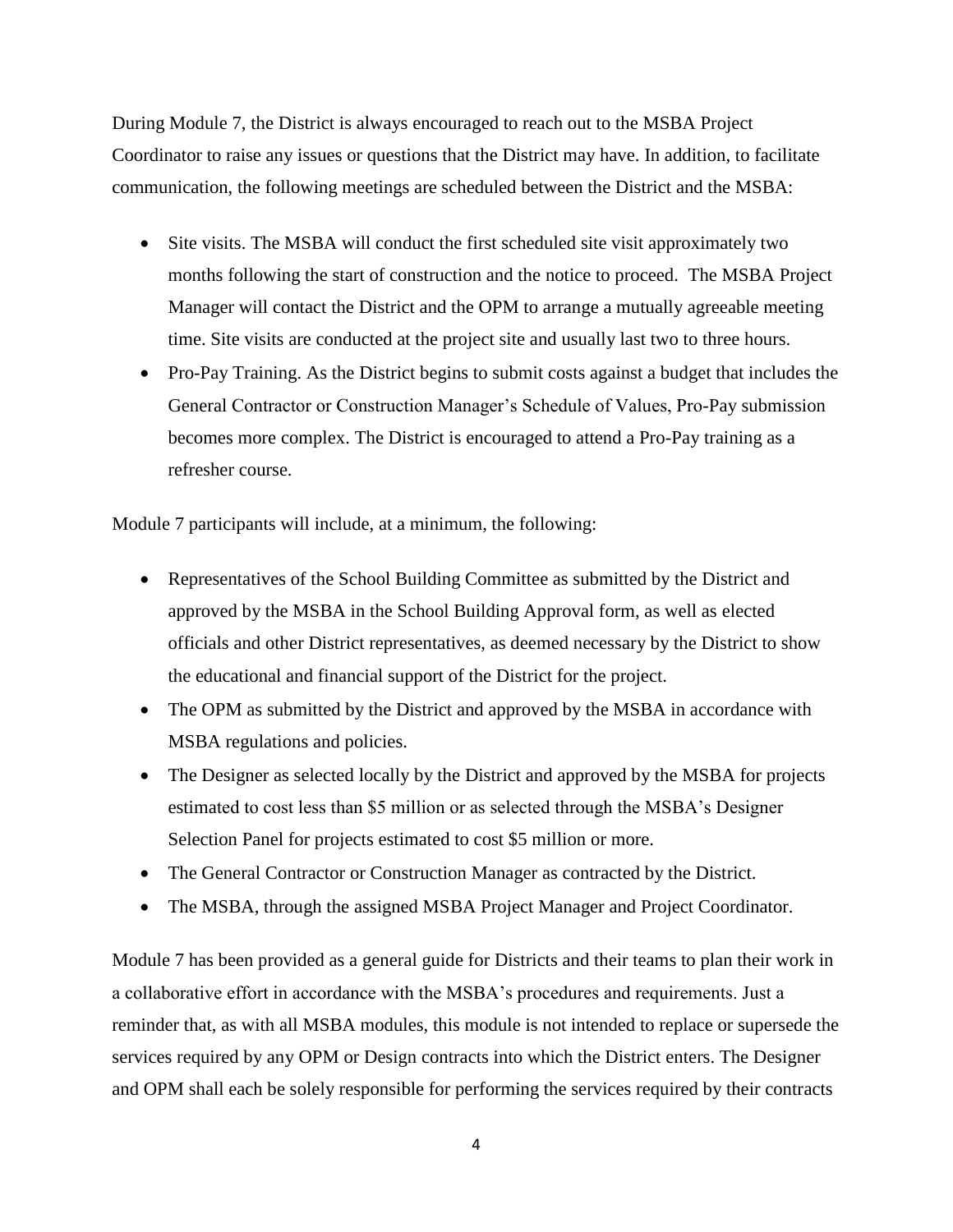During Module 7, the District is always encouraged to reach out to the MSBA Project Coordinator to raise any issues or questions that the District may have. In addition, to facilitate communication, the following meetings are scheduled between the District and the MSBA:

- Site visits. The MSBA will conduct the first scheduled site visit approximately two months following the start of construction and the notice to proceed. The MSBA Project Manager will contact the District and the OPM to arrange a mutually agreeable meeting time. Site visits are conducted at the project site and usually last two to three hours.
- Pro-Pay Training. As the District begins to submit costs against a budget that includes the General Contractor or Construction Manager's Schedule of Values, Pro-Pay submission becomes more complex. The District is encouraged to attend a Pro-Pay training as a refresher course.

Module 7 participants will include, at a minimum, the following:

- Representatives of the School Building Committee as submitted by the District and approved by the MSBA in the School Building Approval form, as well as elected officials and other District representatives, as deemed necessary by the District to show the educational and financial support of the District for the project.
- The OPM as submitted by the District and approved by the MSBA in accordance with MSBA regulations and policies.
- The Designer as selected locally by the District and approved by the MSBA for projects estimated to cost less than $5 million or as selected through the MSBA's Designer Selection Panel for projects estimated to cost $5 million or more.
- The General Contractor or Construction Manager as contracted by the District.
- The MSBA, through the assigned MSBA Project Manager and Project Coordinator.

Module 7 has been provided as a general guide for Districts and their teams to plan their work in a collaborative effort in accordance with the MSBA's procedures and requirements. Just a reminder that, as with all MSBA modules, this module is not intended to replace or supersede the services required by any OPM or Design contracts into which the District enters. The Designer and OPM shall each be solely responsible for performing the services required by their contracts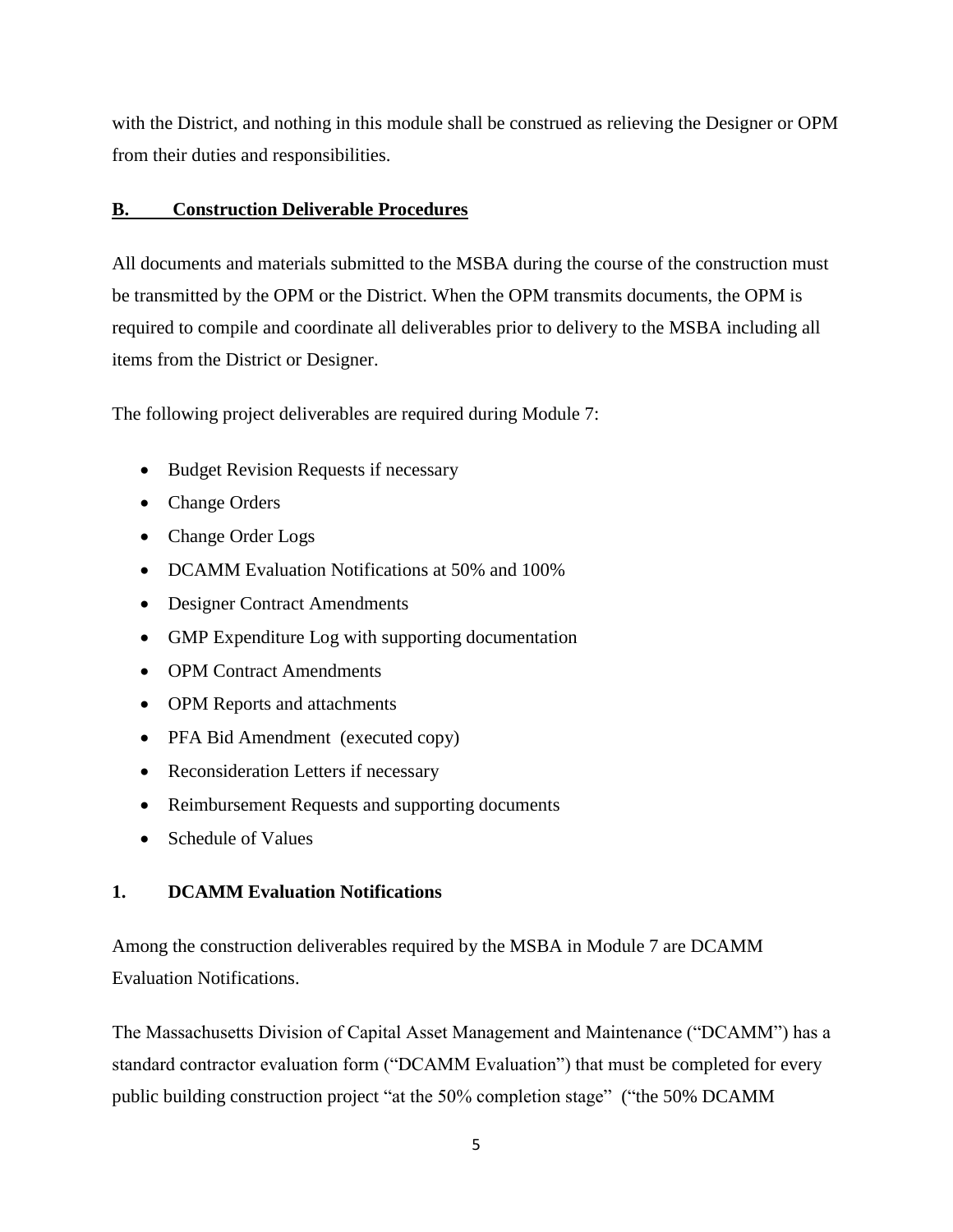with the District, and nothing in this module shall be construed as relieving the Designer or OPM from their duties and responsibilities.

## **B. Construction Deliverable Procedures**

All documents and materials submitted to the MSBA during the course of the construction must be transmitted by the OPM or the District. When the OPM transmits documents, the OPM is required to compile and coordinate all deliverables prior to delivery to the MSBA including all items from the District or Designer.

The following project deliverables are required during Module 7:

- Budget Revision Requests if necessary
- Change Orders
- Change Order Logs
- DCAMM Evaluation Notifications at 50% and 100%
- Designer Contract Amendments
- GMP Expenditure Log with supporting documentation
- OPM Contract Amendments
- OPM Reports and attachments
- PFA Bid Amendment (executed copy)
- Reconsideration Letters if necessary
- Reimbursement Requests and supporting documents
- Schedule of Values

### **1. DCAMM Evaluation Notifications**

Among the construction deliverables required by the MSBA in Module 7 are DCAMM Evaluation Notifications.

The Massachusetts Division of Capital Asset Management and Maintenance ("DCAMM") has a standard contractor evaluation form ("DCAMM Evaluation") that must be completed for every public building construction project "at the 50% completion stage" ("the 50% DCAMM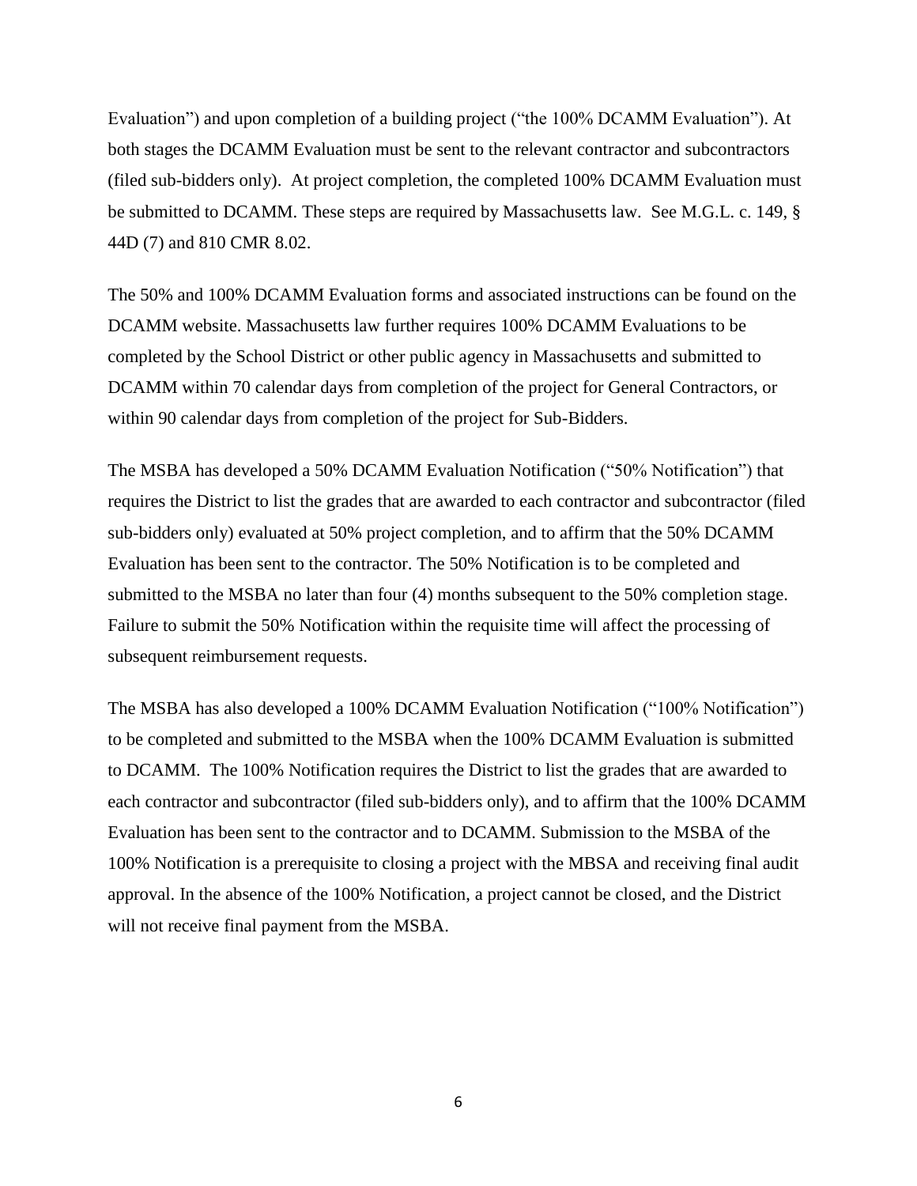Evaluation") and upon completion of a building project ("the 100% DCAMM Evaluation"). At both stages the DCAMM Evaluation must be sent to the relevant contractor and subcontractors (filed sub-bidders only). At project completion, the completed 100% DCAMM Evaluation must be submitted to DCAMM. These steps are required by Massachusetts law. See M.G.L. c. 149, § 44D (7) and 810 CMR 8.02.

The 50% and 100% DCAMM Evaluation forms and associated instructions can be found on the DCAMM website. Massachusetts law further requires 100% DCAMM Evaluations to be completed by the School District or other public agency in Massachusetts and submitted to DCAMM within 70 calendar days from completion of the project for General Contractors, or within 90 calendar days from completion of the project for Sub-Bidders.

The MSBA has developed a 50% DCAMM Evaluation Notification ("50% Notification") that requires the District to list the grades that are awarded to each contractor and subcontractor (filed sub-bidders only) evaluated at 50% project completion, and to affirm that the 50% DCAMM Evaluation has been sent to the contractor. The 50% Notification is to be completed and submitted to the MSBA no later than four (4) months subsequent to the 50% completion stage. Failure to submit the 50% Notification within the requisite time will affect the processing of subsequent reimbursement requests.

The MSBA has also developed a 100% DCAMM Evaluation Notification ("100% Notification") to be completed and submitted to the MSBA when the 100% DCAMM Evaluation is submitted to DCAMM. The 100% Notification requires the District to list the grades that are awarded to each contractor and subcontractor (filed sub-bidders only), and to affirm that the 100% DCAMM Evaluation has been sent to the contractor and to DCAMM. Submission to the MSBA of the 100% Notification is a prerequisite to closing a project with the MBSA and receiving final audit approval. In the absence of the 100% Notification, a project cannot be closed, and the District will not receive final payment from the MSBA.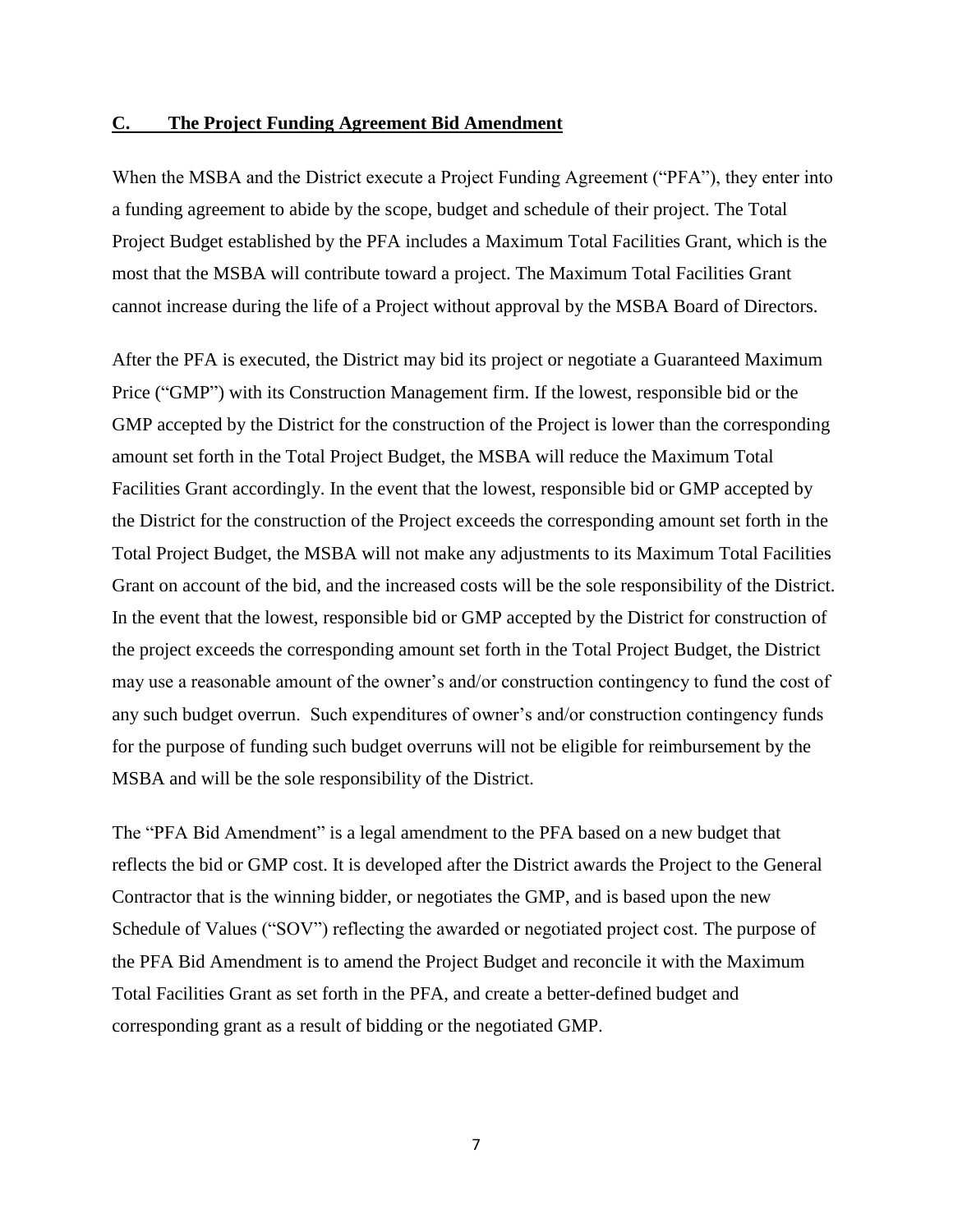## C. The Project Funding Agreement Bid Amendment

When the MSBA and the District execute a Project Funding Agreement ("PFA"), they enter into a funding agreement to abide by the scope, budget and schedule of their project. The Total Project Budget established by the PFA includes a Maximum Total Facilities Grant, which is the most that the MSBA will contribute toward a project. The Maximum Total Facilities Grant cannot increase during the life of a Project without approval by the MSBA Board of Directors.

After the PFA is executed, the District may bid its project or negotiate a Guaranteed Maximum Price ("GMP") with its Construction Management firm. If the lowest, responsible bid or the GMP accepted by the District for the construction of the Project is lower than the corresponding amount set forth in the Total Project Budget, the MSBA will reduce the Maximum Total Facilities Grant accordingly. In the event that the lowest, responsible bid or GMP accepted by the District for the construction of the Project exceeds the corresponding amount set forth in the Total Project Budget, the MSBA will not make any adjustments to its Maximum Total Facilities Grant on account of the bid, and the increased costs will be the sole responsibility of the District. In the event that the lowest, responsible bid or GMP accepted by the District for construction of the project exceeds the corresponding amount set forth in the Total Project Budget, the District may use a reasonable amount of the owner's and/or construction contingency to fund the cost of any such budget overrun. Such expenditures of owner's and/or construction contingency funds for the purpose of funding such budget overruns will not be eligible for reimbursement by the MSBA and will be the sole responsibility of the District.

The "PFA Bid Amendment" is a legal amendment to the PFA based on a new budget that reflects the bid or GMP cost. It is developed after the District awards the Project to the General Contractor that is the winning bidder, or negotiates the GMP, and is based upon the new Schedule of Values ("SOV") reflecting the awarded or negotiated project cost. The purpose of the PFA Bid Amendment is to amend the Project Budget and reconcile it with the Maximum Total Facilities Grant as set forth in the PFA, and create a better-defined budget and corresponding grant as a result of bidding or the negotiated GMP.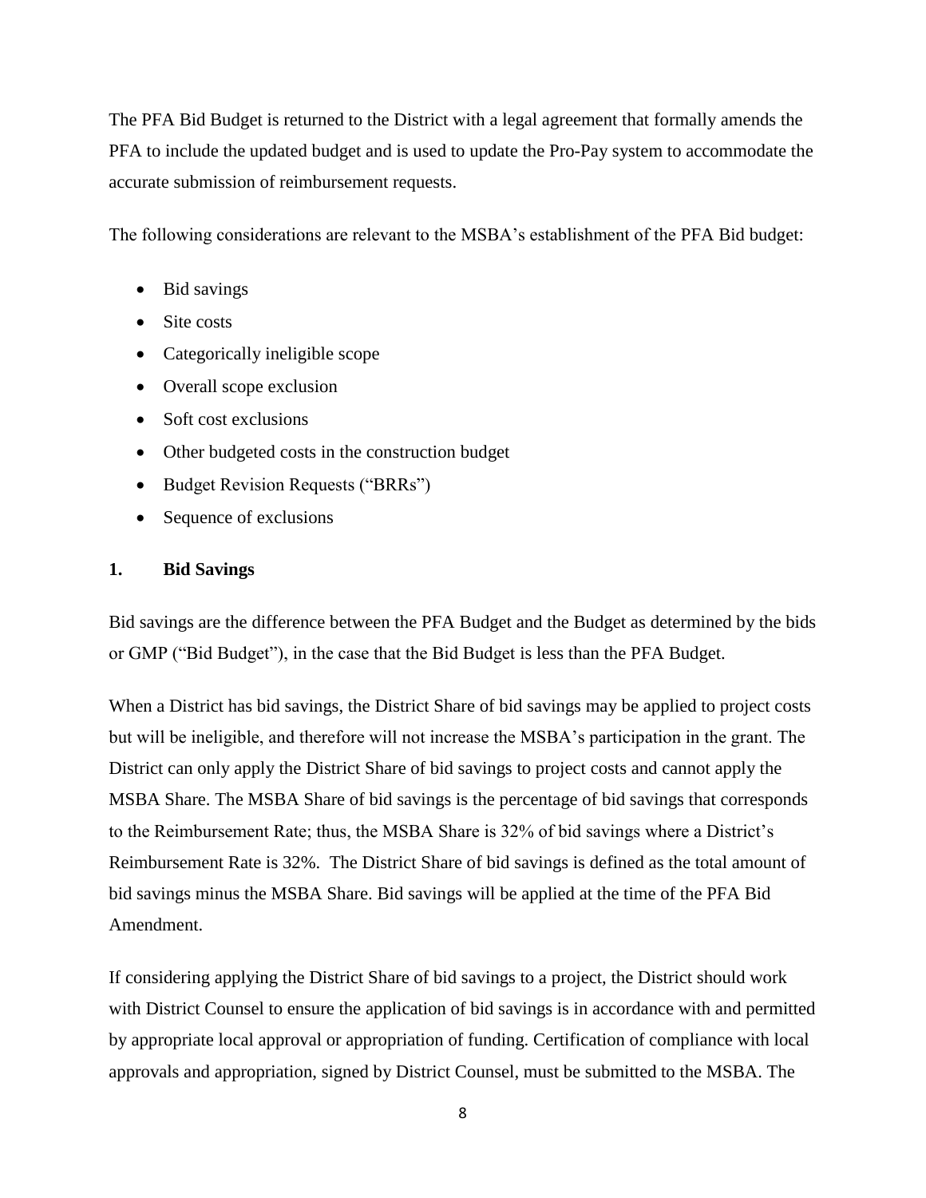The PFA Bid Budget is returned to the District with a legal agreement that formally amends the PFA to include the updated budget and is used to update the Pro-Pay system to accommodate the accurate submission of reimbursement requests.

The following considerations are relevant to the MSBA's establishment of the PFA Bid budget:

- Bid savings
- Site costs
- Categorically ineligible scope
- Overall scope exclusion
- Soft cost exclusions
- Other budgeted costs in the construction budget
- Budget Revision Requests ("BRRs")
- Sequence of exclusions

### 1. Bid Savings

Bid savings are the difference between the PFA Budget and the Budget as determined by the bids or GMP ("Bid Budget"), in the case that the Bid Budget is less than the PFA Budget.

When a District has bid savings, the District Share of bid savings may be applied to project costs but will be ineligible, and therefore will not increase the MSBA's participation in the grant. The District can only apply the District Share of bid savings to project costs and cannot apply the MSBA Share. The MSBA Share of bid savings is the percentage of bid savings that corresponds to the Reimbursement Rate; thus, the MSBA Share is 32% of bid savings where a District's Reimbursement Rate is 32%. The District Share of bid savings is defined as the total amount of bid savings minus the MSBA Share. Bid savings will be applied at the time of the PFA Bid Amendment.

If considering applying the District Share of bid savings to a project, the District should work with District Counsel to ensure the application of bid savings is in accordance with and permitted by appropriate local approval or appropriation of funding. Certification of compliance with local approvals and appropriation, signed by District Counsel, must be submitted to the MSBA. The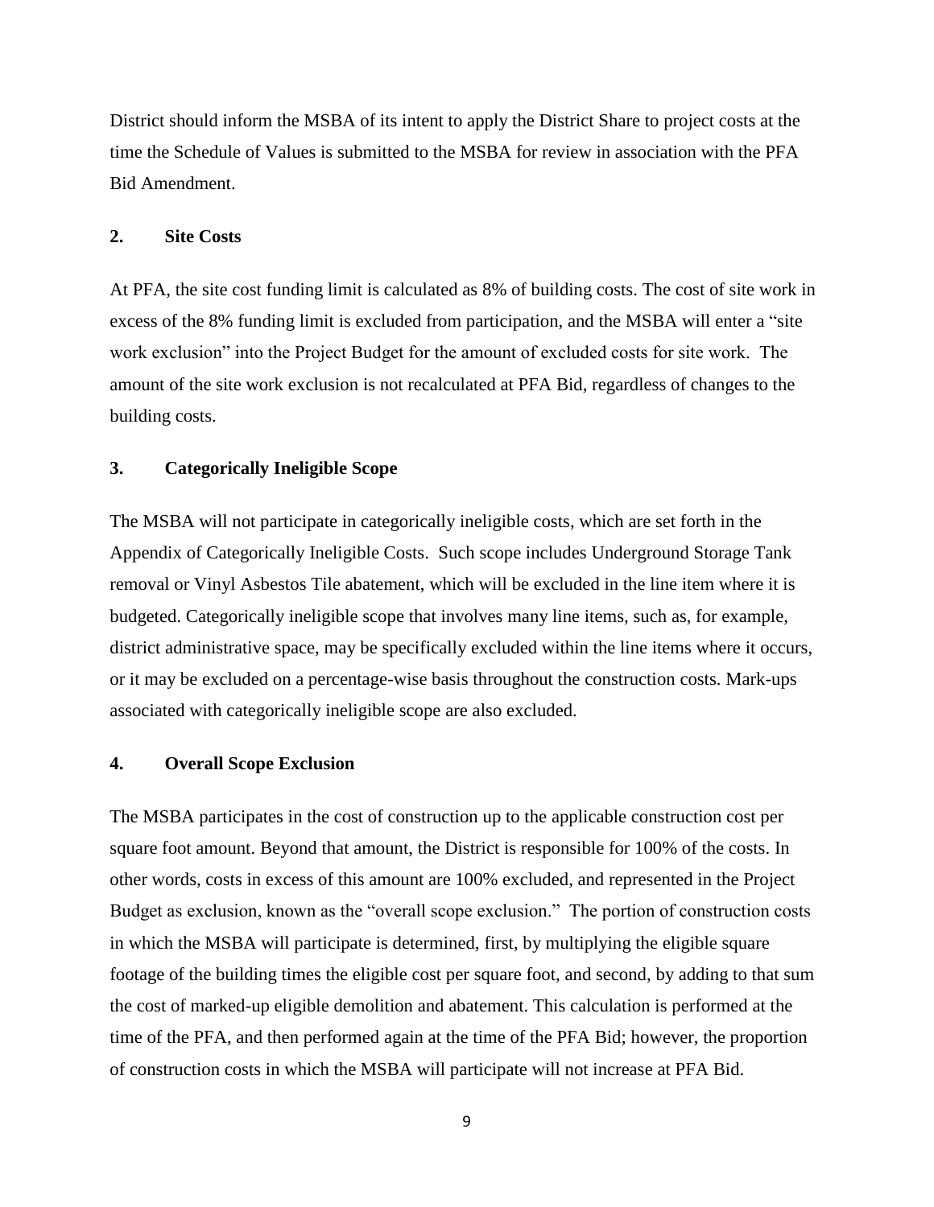District should inform the MSBA of its intent to apply the District Share to project costs at the time the Schedule of Values is submitted to the MSBA for review in association with the PFA Bid Amendment.

### 2. Site Costs

At PFA, the site cost funding limit is calculated as 8% of building costs. The cost of site work in excess of the 8% funding limit is excluded from participation, and the MSBA will enter a "site work exclusion" into the Project Budget for the amount of excluded costs for site work. The amount of the site work exclusion is not recalculated at PFA Bid, regardless of changes to the building costs.

### 3. Categorically Ineligible Scope

The MSBA will not participate in categorically ineligible costs, which are set forth in the Appendix of Categorically Ineligible Costs. Such scope includes Underground Storage Tank removal or Vinyl Asbestos Tile abatement, which will be excluded in the line item where it is budgeted. Categorically ineligible scope that involves many line items, such as, for example, district administrative space, may be specifically excluded within the line items where it occurs, or it may be excluded on a percentage-wise basis throughout the construction costs. Mark-ups associated with categorically ineligible scope are also excluded.

### 4. Overall Scope Exclusion

The MSBA participates in the cost of construction up to the applicable construction cost per square foot amount. Beyond that amount, the District is responsible for 100% of the costs. In other words, costs in excess of this amount are 100% excluded, and represented in the Project Budget as exclusion, known as the "overall scope exclusion." The portion of construction costs in which the MSBA will participate is determined, first, by multiplying the eligible square footage of the building times the eligible cost per square foot, and second, by adding to that sum the cost of marked-up eligible demolition and abatement. This calculation is performed at the time of the PFA, and then performed again at the time of the PFA Bid; however, the proportion of construction costs in which the MSBA will participate will not increase at PFA Bid.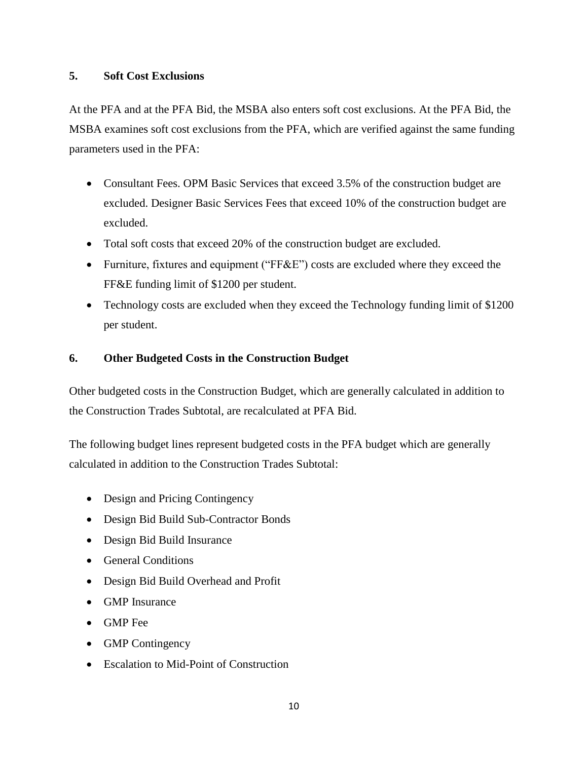## 5. Soft Cost Exclusions

At the PFA and at the PFA Bid, the MSBA also enters soft cost exclusions. At the PFA Bid, the MSBA examines soft cost exclusions from the PFA, which are verified against the same funding parameters used in the PFA:

- Consultant Fees. OPM Basic Services that exceed 3.5% of the construction budget are excluded. Designer Basic Services Fees that exceed 10% of the construction budget are excluded.
- Total soft costs that exceed 20% of the construction budget are excluded.
- Furniture, fixtures and equipment ("FF&E") costs are excluded where they exceed the FF&E funding limit of $1200 per student.
- Technology costs are excluded when they exceed the Technology funding limit of $1200 per student.

## 6. Other Budgeted Costs in the Construction Budget

Other budgeted costs in the Construction Budget, which are generally calculated in addition to the Construction Trades Subtotal, are recalculated at PFA Bid.

The following budget lines represent budgeted costs in the PFA budget which are generally calculated in addition to the Construction Trades Subtotal:

- Design and Pricing Contingency
- Design Bid Build Sub-Contractor Bonds
- Design Bid Build Insurance
- General Conditions
- Design Bid Build Overhead and Profit
- GMP Insurance
- GMP Fee
- GMP Contingency
- Escalation to Mid-Point of Construction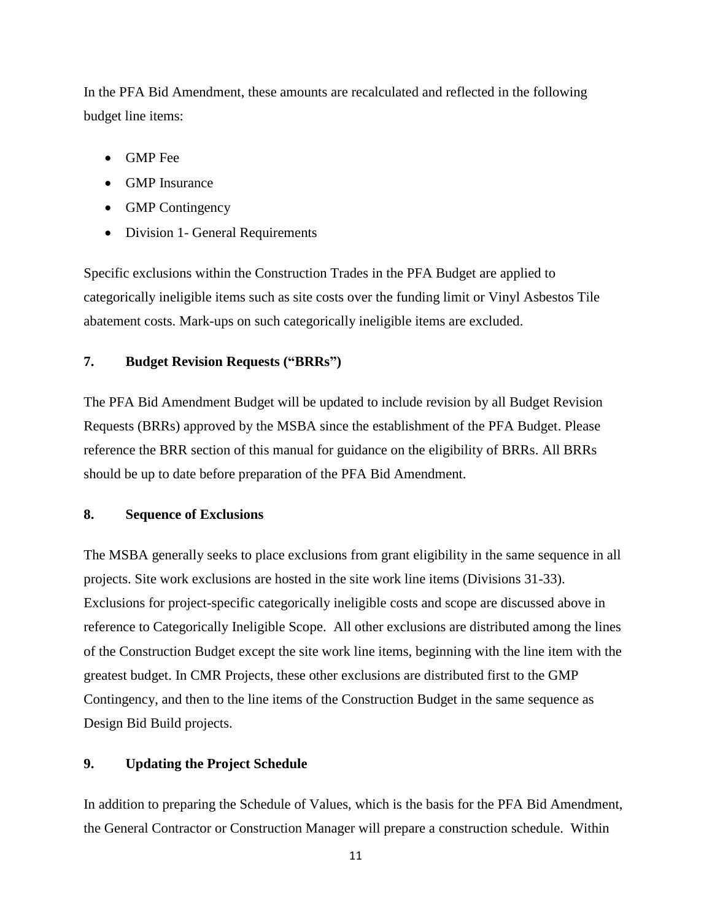In the PFA Bid Amendment, these amounts are recalculated and reflected in the following budget line items:

- GMP Fee
- GMP Insurance
- GMP Contingency
- Division 1- General Requirements

Specific exclusions within the Construction Trades in the PFA Budget are applied to categorically ineligible items such as site costs over the funding limit or Vinyl Asbestos Tile abatement costs. Mark-ups on such categorically ineligible items are excluded.

### 7. Budget Revision Requests ("BRRs")

The PFA Bid Amendment Budget will be updated to include revision by all Budget Revision Requests (BRRs) approved by the MSBA since the establishment of the PFA Budget. Please reference the BRR section of this manual for guidance on the eligibility of BRRs. All BRRs should be up to date before preparation of the PFA Bid Amendment.

### 8. Sequence of Exclusions

The MSBA generally seeks to place exclusions from grant eligibility in the same sequence in all projects. Site work exclusions are hosted in the site work line items (Divisions 31-33). Exclusions for project-specific categorically ineligible costs and scope are discussed above in reference to Categorically Ineligible Scope. All other exclusions are distributed among the lines of the Construction Budget except the site work line items, beginning with the line item with the greatest budget. In CMR Projects, these other exclusions are distributed first to the GMP Contingency, and then to the line items of the Construction Budget in the same sequence as Design Bid Build projects.

### 9. Updating the Project Schedule

In addition to preparing the Schedule of Values, which is the basis for the PFA Bid Amendment, the General Contractor or Construction Manager will prepare a construction schedule. Within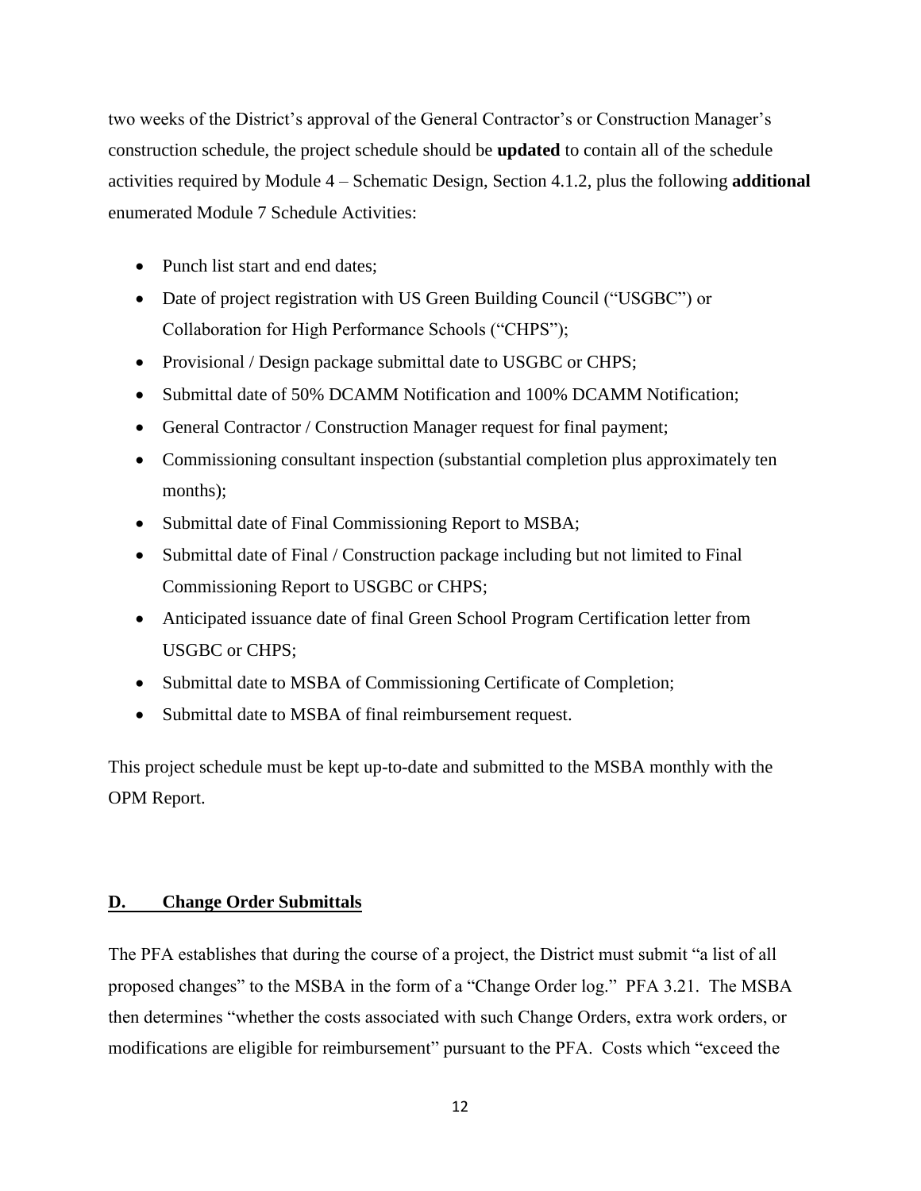two weeks of the District's approval of the General Contractor's or Construction Manager's construction schedule, the project schedule should be **updated** to contain all of the schedule activities required by Module 4 – Schematic Design, Section 4.1.2, plus the following **additional** enumerated Module 7 Schedule Activities:

- Punch list start and end dates;
- Date of project registration with US Green Building Council ("USGBC") or Collaboration for High Performance Schools ("CHPS");
- Provisional / Design package submittal date to USGBC or CHPS;
- Submittal date of 50% DCAMM Notification and 100% DCAMM Notification;
- General Contractor / Construction Manager request for final payment;
- Commissioning consultant inspection (substantial completion plus approximately ten months);
- Submittal date of Final Commissioning Report to MSBA;
- Submittal date of Final / Construction package including but not limited to Final Commissioning Report to USGBC or CHPS;
- Anticipated issuance date of final Green School Program Certification letter from USGBC or CHPS;
- Submittal date to MSBA of Commissioning Certificate of Completion;
- Submittal date to MSBA of final reimbursement request.

This project schedule must be kept up-to-date and submitted to the MSBA monthly with the OPM Report.

## D. Change Order Submittals

The PFA establishes that during the course of a project, the District must submit "a list of all proposed changes" to the MSBA in the form of a "Change Order log." PFA 3.21. The MSBA then determines "whether the costs associated with such Change Orders, extra work orders, or modifications are eligible for reimbursement" pursuant to the PFA. Costs which "exceed the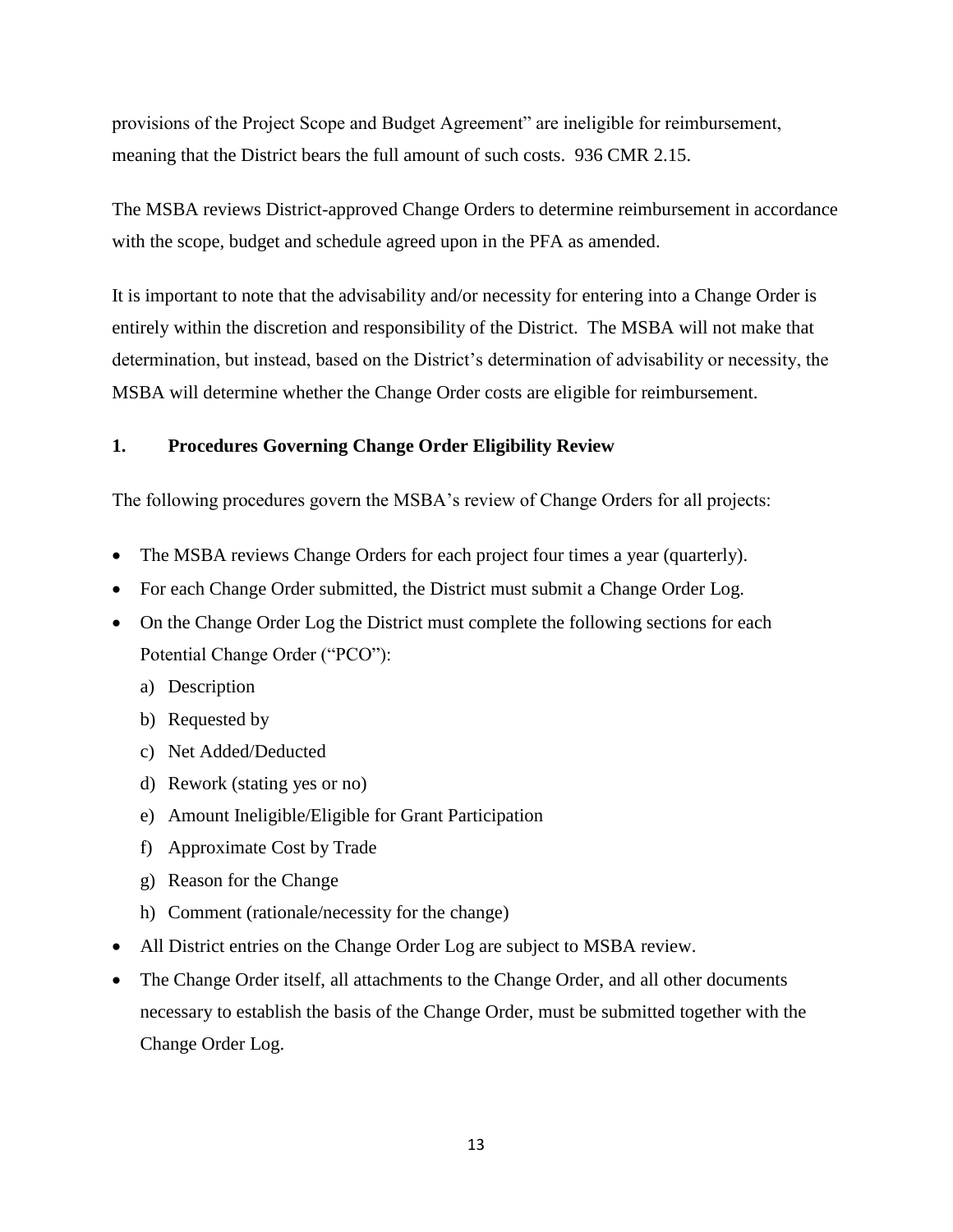provisions of the Project Scope and Budget Agreement" are ineligible for reimbursement, meaning that the District bears the full amount of such costs. 936 CMR 2.15.

The MSBA reviews District-approved Change Orders to determine reimbursement in accordance with the scope, budget and schedule agreed upon in the PFA as amended.

It is important to note that the advisability and/or necessity for entering into a Change Order is entirely within the discretion and responsibility of the District. The MSBA will not make that determination, but instead, based on the District's determination of advisability or necessity, the MSBA will determine whether the Change Order costs are eligible for reimbursement.

## 1. Procedures Governing Change Order Eligibility Review

The following procedures govern the MSBA's review of Change Orders for all projects:

- The MSBA reviews Change Orders for each project four times a year (quarterly).
- For each Change Order submitted, the District must submit a Change Order Log.
- On the Change Order Log the District must complete the following sections for each Potential Change Order ("PCO"):
  a) Description
  b) Requested by
  c) Net Added/Deducted
  d) Rework (stating yes or no)
  e) Amount Ineligible/Eligible for Grant Participation
  f) Approximate Cost by Trade
  g) Reason for the Change
  h) Comment (rationale/necessity for the change)
- All District entries on the Change Order Log are subject to MSBA review.
- The Change Order itself, all attachments to the Change Order, and all other documents necessary to establish the basis of the Change Order, must be submitted together with the Change Order Log.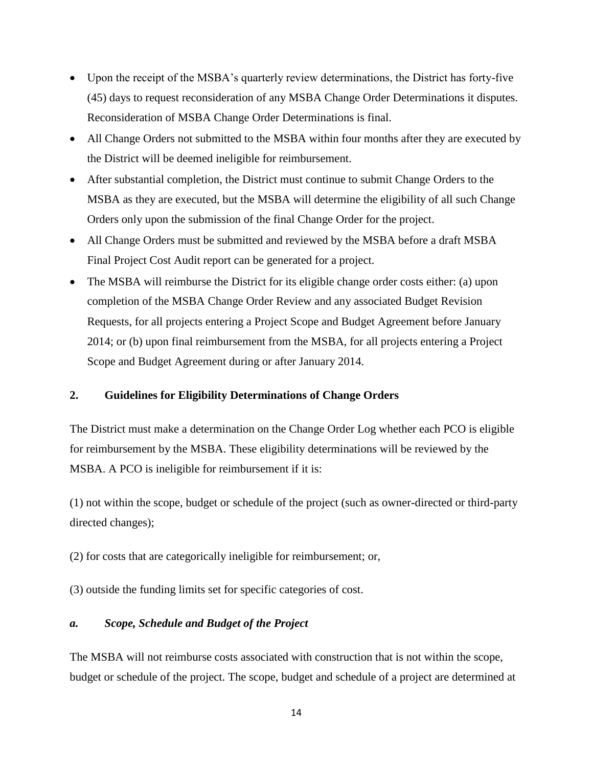- Upon the receipt of the MSBA's quarterly review determinations, the District has forty-five (45) days to request reconsideration of any MSBA Change Order Determinations it disputes. Reconsideration of MSBA Change Order Determinations is final.
- All Change Orders not submitted to the MSBA within four months after they are executed by the District will be deemed ineligible for reimbursement.
- After substantial completion, the District must continue to submit Change Orders to the MSBA as they are executed, but the MSBA will determine the eligibility of all such Change Orders only upon the submission of the final Change Order for the project.
- All Change Orders must be submitted and reviewed by the MSBA before a draft MSBA Final Project Cost Audit report can be generated for a project.
- The MSBA will reimburse the District for its eligible change order costs either: (a) upon completion of the MSBA Change Order Review and any associated Budget Revision Requests, for all projects entering a Project Scope and Budget Agreement before January 2014; or (b) upon final reimbursement from the MSBA, for all projects entering a Project Scope and Budget Agreement during or after January 2014.

## 2. Guidelines for Eligibility Determinations of Change Orders

The District must make a determination on the Change Order Log whether each PCO is eligible for reimbursement by the MSBA. These eligibility determinations will be reviewed by the MSBA. A PCO is ineligible for reimbursement if it is:

(1) not within the scope, budget or schedule of the project (such as owner-directed or third-party directed changes);

(2) for costs that are categorically ineligible for reimbursement; or,

(3) outside the funding limits set for specific categories of cost.

### *a. Scope, Schedule and Budget of the Project*

The MSBA will not reimburse costs associated with construction that is not within the scope, budget or schedule of the project. The scope, budget and schedule of a project are determined at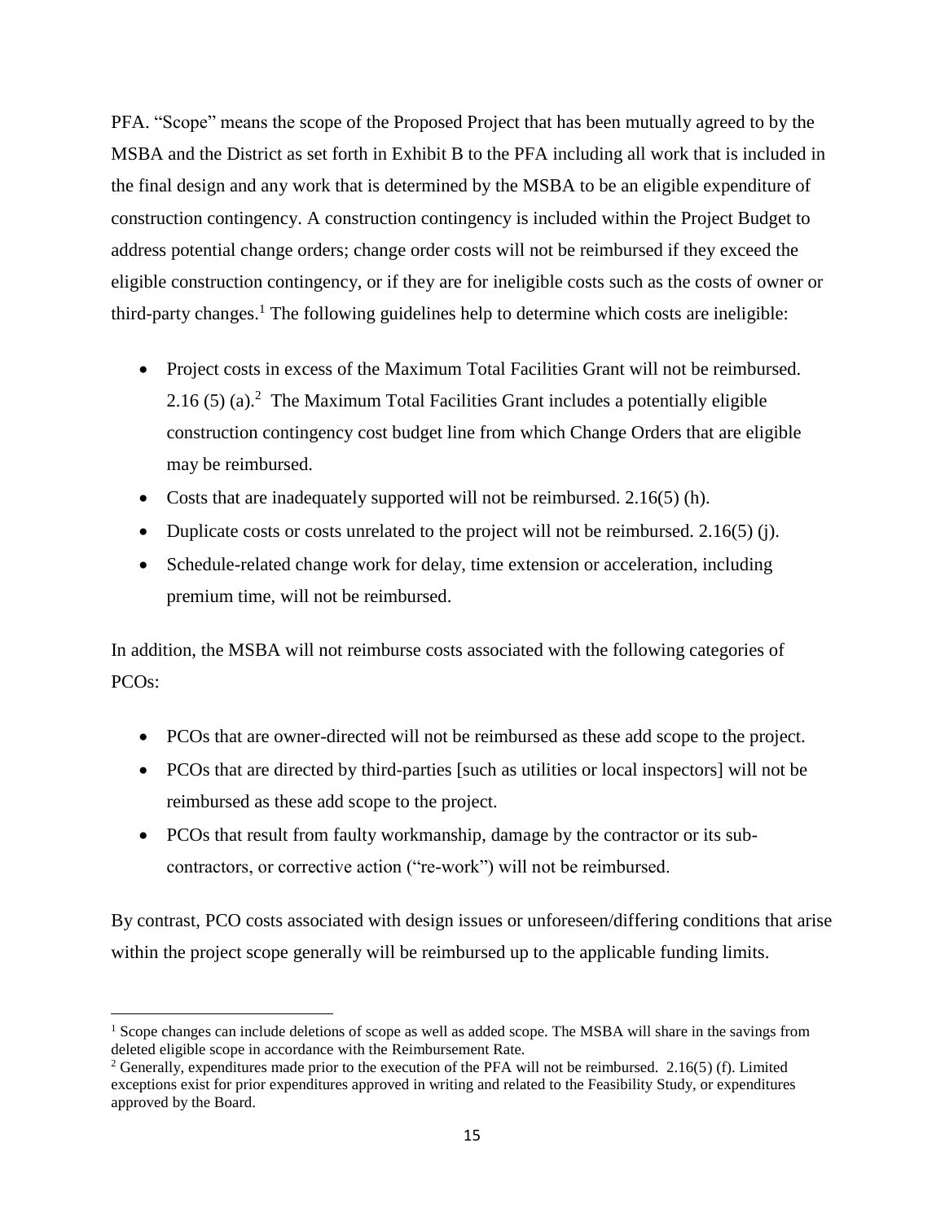PFA. "Scope" means the scope of the Proposed Project that has been mutually agreed to by the MSBA and the District as set forth in Exhibit B to the PFA including all work that is included in the final design and any work that is determined by the MSBA to be an eligible expenditure of construction contingency. A construction contingency is included within the Project Budget to address potential change orders; change order costs will not be reimbursed if they exceed the eligible construction contingency, or if they are for ineligible costs such as the costs of owner or third-party changes.[1] The following guidelines help to determine which costs are ineligible:

- Project costs in excess of the Maximum Total Facilities Grant will not be reimbursed. 2.16 (5) (a).[2] The Maximum Total Facilities Grant includes a potentially eligible construction contingency cost budget line from which Change Orders that are eligible may be reimbursed.
- Costs that are inadequately supported will not be reimbursed. 2.16(5) (h).
- Duplicate costs or costs unrelated to the project will not be reimbursed. 2.16(5) (j).
- Schedule-related change work for delay, time extension or acceleration, including premium time, will not be reimbursed.

In addition, the MSBA will not reimburse costs associated with the following categories of PCOs:

- PCOs that are owner-directed will not be reimbursed as these add scope to the project.
- PCOs that are directed by third-parties [such as utilities or local inspectors] will not be reimbursed as these add scope to the project.
- PCOs that result from faulty workmanship, damage by the contractor or its sub-contractors, or corrective action ("re-work") will not be reimbursed.

By contrast, PCO costs associated with design issues or unforeseen/differing conditions that arise within the project scope generally will be reimbursed up to the applicable funding limits.

---

[1] Scope changes can include deletions of scope as well as added scope. The MSBA will share in the savings from deleted eligible scope in accordance with the Reimbursement Rate.

[2] Generally, expenditures made prior to the execution of the PFA will not be reimbursed. 2.16(5) (f). Limited exceptions exist for prior expenditures approved in writing and related to the Feasibility Study, or expenditures approved by the Board.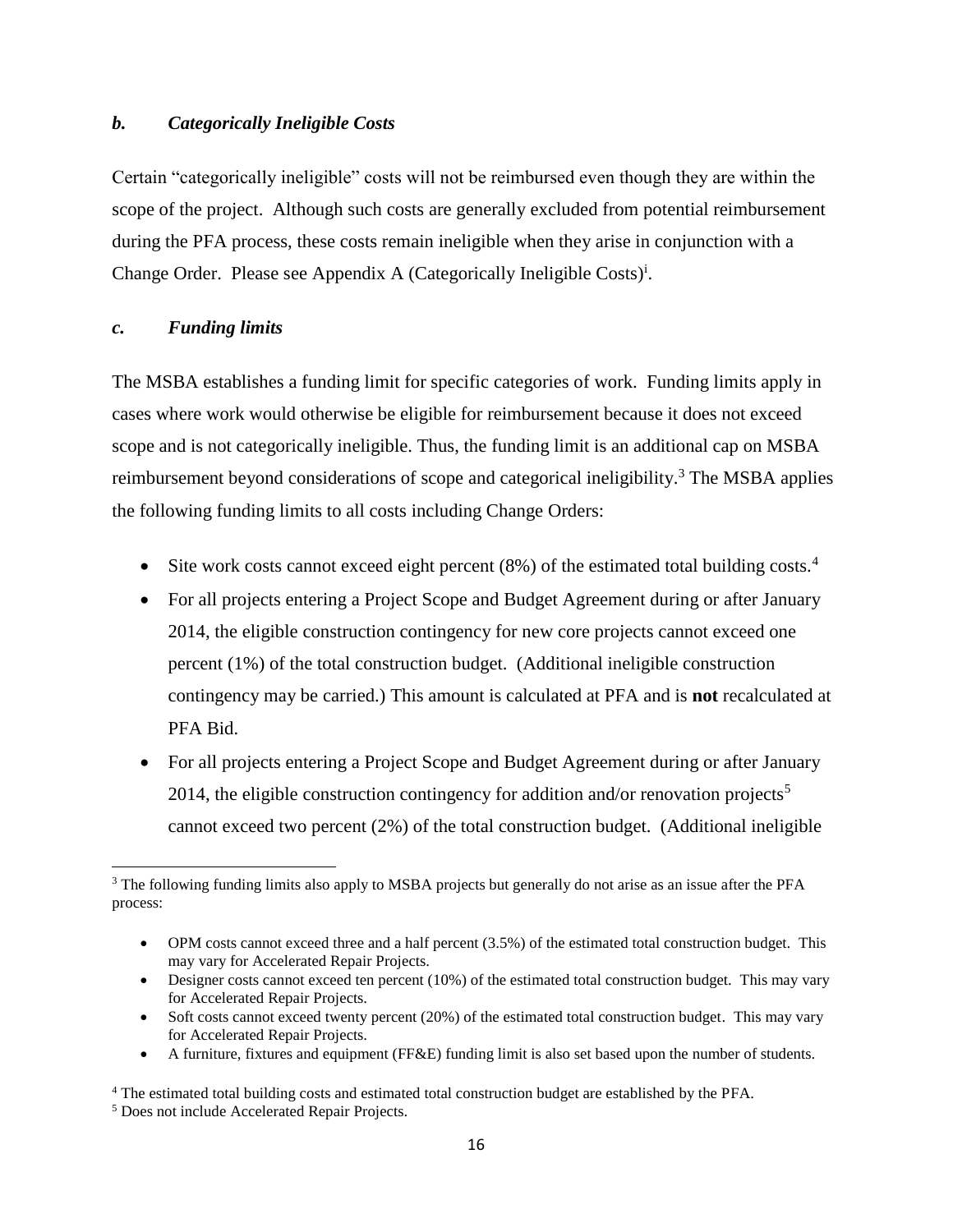### *b. Categorically Ineligible Costs*

Certain "categorically ineligible" costs will not be reimbursed even though they are within the scope of the project. Although such costs are generally excluded from potential reimbursement during the PFA process, these costs remain ineligible when they arise in conjunction with a Change Order. Please see Appendix A (Categorically Ineligible Costs)[i].

### *c. Funding limits*

The MSBA establishes a funding limit for specific categories of work. Funding limits apply in cases where work would otherwise be eligible for reimbursement because it does not exceed scope and is not categorically ineligible. Thus, the funding limit is an additional cap on MSBA reimbursement beyond considerations of scope and categorical ineligibility.[3] The MSBA applies the following funding limits to all costs including Change Orders:

- Site work costs cannot exceed eight percent (8%) of the estimated total building costs.[4]
- For all projects entering a Project Scope and Budget Agreement during or after January 2014, the eligible construction contingency for new core projects cannot exceed one percent (1%) of the total construction budget. (Additional ineligible construction contingency may be carried.) This amount is calculated at PFA and is **not** recalculated at PFA Bid.
- For all projects entering a Project Scope and Budget Agreement during or after January 2014, the eligible construction contingency for addition and/or renovation projects[5] cannot exceed two percent (2%) of the total construction budget. (Additional ineligible

---

[3] The following funding limits also apply to MSBA projects but generally do not arise as an issue after the PFA process:

- OPM costs cannot exceed three and a half percent (3.5%) of the estimated total construction budget. This may vary for Accelerated Repair Projects.
- Designer costs cannot exceed ten percent (10%) of the estimated total construction budget. This may vary for Accelerated Repair Projects.
- Soft costs cannot exceed twenty percent (20%) of the estimated total construction budget. This may vary for Accelerated Repair Projects.
- A furniture, fixtures and equipment (FF&E) funding limit is also set based upon the number of students.

[4] The estimated total building costs and estimated total construction budget are established by the PFA.

[5] Does not include Accelerated Repair Projects.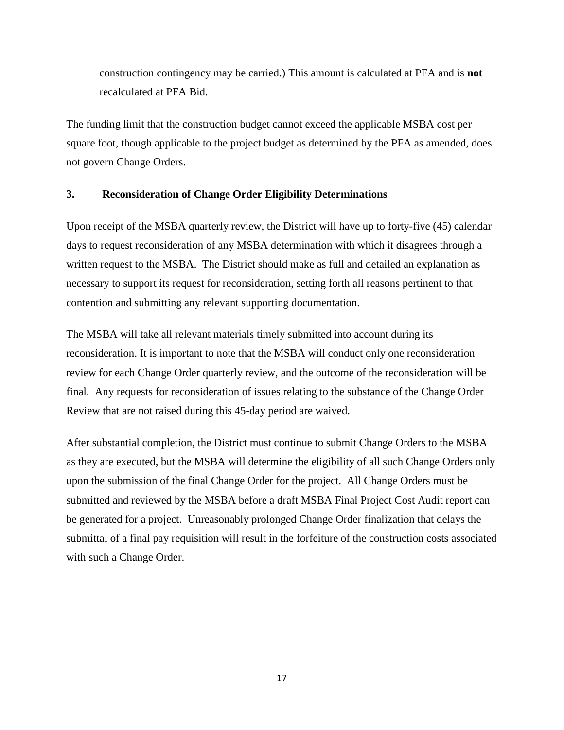construction contingency may be carried.) This amount is calculated at PFA and is **not** recalculated at PFA Bid.

The funding limit that the construction budget cannot exceed the applicable MSBA cost per square foot, though applicable to the project budget as determined by the PFA as amended, does not govern Change Orders.

### 3. Reconsideration of Change Order Eligibility Determinations

Upon receipt of the MSBA quarterly review, the District will have up to forty-five (45) calendar days to request reconsideration of any MSBA determination with which it disagrees through a written request to the MSBA. The District should make as full and detailed an explanation as necessary to support its request for reconsideration, setting forth all reasons pertinent to that contention and submitting any relevant supporting documentation.

The MSBA will take all relevant materials timely submitted into account during its reconsideration. It is important to note that the MSBA will conduct only one reconsideration review for each Change Order quarterly review, and the outcome of the reconsideration will be final. Any requests for reconsideration of issues relating to the substance of the Change Order Review that are not raised during this 45-day period are waived.

After substantial completion, the District must continue to submit Change Orders to the MSBA as they are executed, but the MSBA will determine the eligibility of all such Change Orders only upon the submission of the final Change Order for the project. All Change Orders must be submitted and reviewed by the MSBA before a draft MSBA Final Project Cost Audit report can be generated for a project. Unreasonably prolonged Change Order finalization that delays the submittal of a final pay requisition will result in the forfeiture of the construction costs associated with such a Change Order.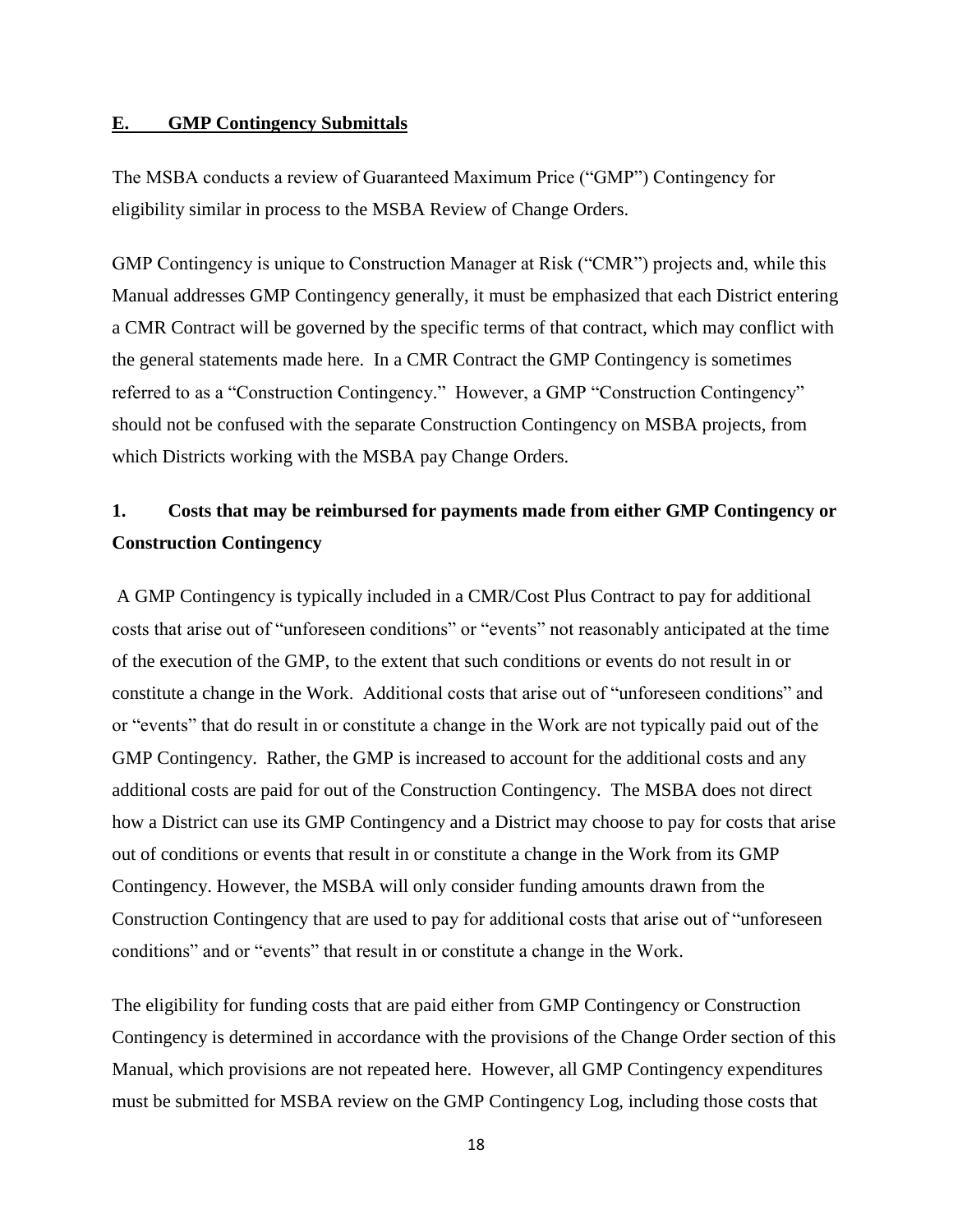## E. GMP Contingency Submittals

The MSBA conducts a review of Guaranteed Maximum Price ("GMP") Contingency for eligibility similar in process to the MSBA Review of Change Orders.

GMP Contingency is unique to Construction Manager at Risk ("CMR") projects and, while this Manual addresses GMP Contingency generally, it must be emphasized that each District entering a CMR Contract will be governed by the specific terms of that contract, which may conflict with the general statements made here. In a CMR Contract the GMP Contingency is sometimes referred to as a "Construction Contingency." However, a GMP "Construction Contingency" should not be confused with the separate Construction Contingency on MSBA projects, from which Districts working with the MSBA pay Change Orders.

### 1. Costs that may be reimbursed for payments made from either GMP Contingency or Construction Contingency

A GMP Contingency is typically included in a CMR/Cost Plus Contract to pay for additional costs that arise out of "unforeseen conditions" or "events" not reasonably anticipated at the time of the execution of the GMP, to the extent that such conditions or events do not result in or constitute a change in the Work. Additional costs that arise out of "unforeseen conditions" and or "events" that do result in or constitute a change in the Work are not typically paid out of the GMP Contingency. Rather, the GMP is increased to account for the additional costs and any additional costs are paid for out of the Construction Contingency. The MSBA does not direct how a District can use its GMP Contingency and a District may choose to pay for costs that arise out of conditions or events that result in or constitute a change in the Work from its GMP Contingency. However, the MSBA will only consider funding amounts drawn from the Construction Contingency that are used to pay for additional costs that arise out of "unforeseen conditions" and or "events" that result in or constitute a change in the Work.

The eligibility for funding costs that are paid either from GMP Contingency or Construction Contingency is determined in accordance with the provisions of the Change Order section of this Manual, which provisions are not repeated here. However, all GMP Contingency expenditures must be submitted for MSBA review on the GMP Contingency Log, including those costs that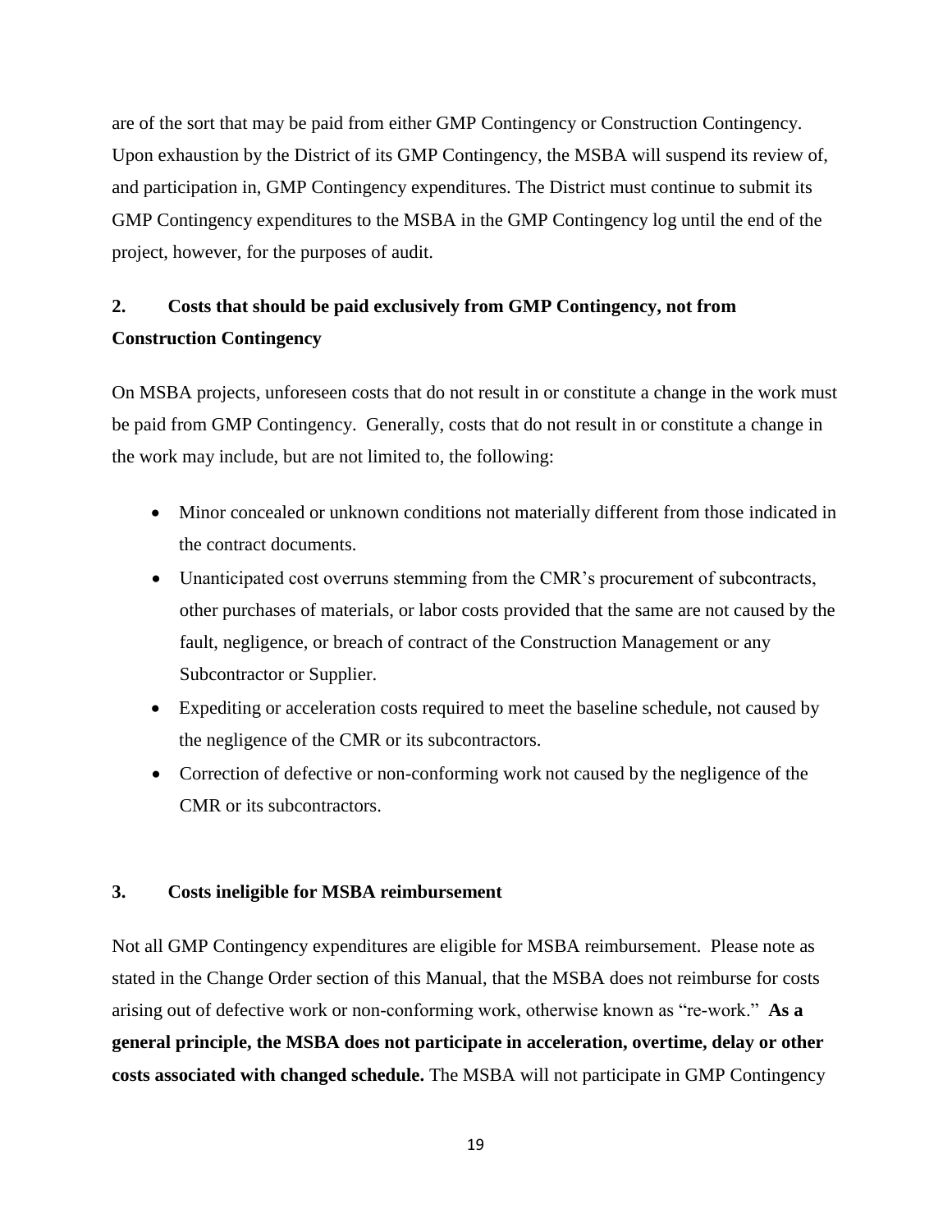are of the sort that may be paid from either GMP Contingency or Construction Contingency. Upon exhaustion by the District of its GMP Contingency, the MSBA will suspend its review of, and participation in, GMP Contingency expenditures. The District must continue to submit its GMP Contingency expenditures to the MSBA in the GMP Contingency log until the end of the project, however, for the purposes of audit.

## 2. Costs that should be paid exclusively from GMP Contingency, not from Construction Contingency

On MSBA projects, unforeseen costs that do not result in or constitute a change in the work must be paid from GMP Contingency. Generally, costs that do not result in or constitute a change in the work may include, but are not limited to, the following:

- Minor concealed or unknown conditions not materially different from those indicated in the contract documents.
- Unanticipated cost overruns stemming from the CMR's procurement of subcontracts, other purchases of materials, or labor costs provided that the same are not caused by the fault, negligence, or breach of contract of the Construction Management or any Subcontractor or Supplier.
- Expediting or acceleration costs required to meet the baseline schedule, not caused by the negligence of the CMR or its subcontractors.
- Correction of defective or non-conforming work not caused by the negligence of the CMR or its subcontractors.

## 3. Costs ineligible for MSBA reimbursement

Not all GMP Contingency expenditures are eligible for MSBA reimbursement. Please note as stated in the Change Order section of this Manual, that the MSBA does not reimburse for costs arising out of defective work or non-conforming work, otherwise known as "re-work." **As a general principle, the MSBA does not participate in acceleration, overtime, delay or other costs associated with changed schedule.** The MSBA will not participate in GMP Contingency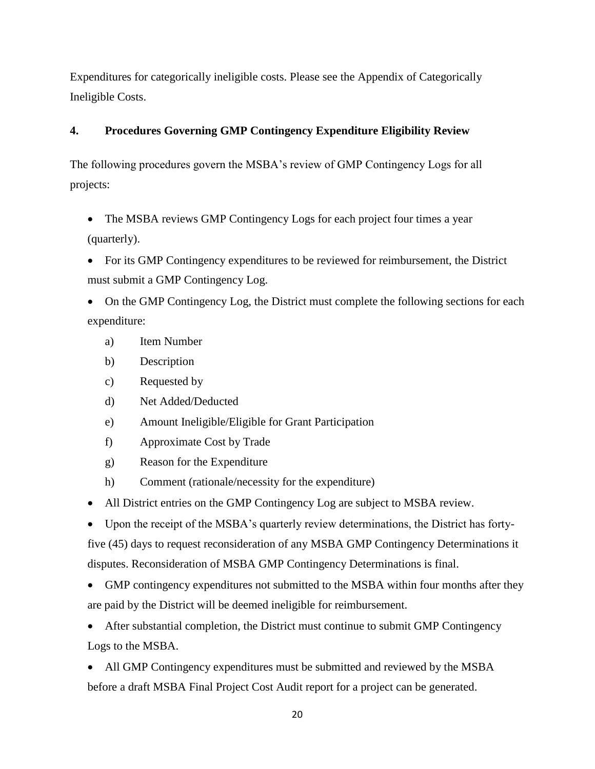Expenditures for categorically ineligible costs. Please see the Appendix of Categorically Ineligible Costs.

## 4. Procedures Governing GMP Contingency Expenditure Eligibility Review

The following procedures govern the MSBA's review of GMP Contingency Logs for all projects:

- The MSBA reviews GMP Contingency Logs for each project four times a year (quarterly).
- For its GMP Contingency expenditures to be reviewed for reimbursement, the District must submit a GMP Contingency Log.
- On the GMP Contingency Log, the District must complete the following sections for each expenditure:
  - a) Item Number
  - b) Description
  - c) Requested by
  - d) Net Added/Deducted
  - e) Amount Ineligible/Eligible for Grant Participation
  - f) Approximate Cost by Trade
  - g) Reason for the Expenditure
  - h) Comment (rationale/necessity for the expenditure)
- All District entries on the GMP Contingency Log are subject to MSBA review.
- Upon the receipt of the MSBA's quarterly review determinations, the District has forty-five (45) days to request reconsideration of any MSBA GMP Contingency Determinations it disputes. Reconsideration of MSBA GMP Contingency Determinations is final.
- GMP contingency expenditures not submitted to the MSBA within four months after they are paid by the District will be deemed ineligible for reimbursement.
- After substantial completion, the District must continue to submit GMP Contingency Logs to the MSBA.
- All GMP Contingency expenditures must be submitted and reviewed by the MSBA before a draft MSBA Final Project Cost Audit report for a project can be generated.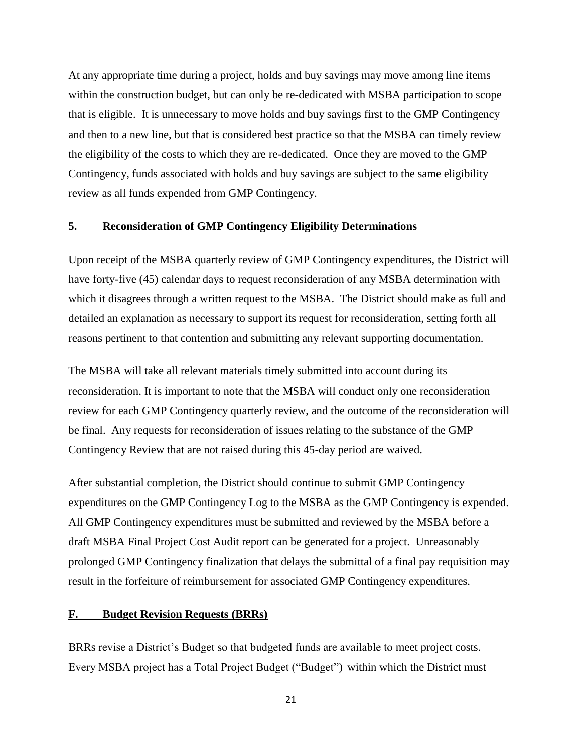At any appropriate time during a project, holds and buy savings may move among line items within the construction budget, but can only be re-dedicated with MSBA participation to scope that is eligible. It is unnecessary to move holds and buy savings first to the GMP Contingency and then to a new line, but that is considered best practice so that the MSBA can timely review the eligibility of the costs to which they are re-dedicated. Once they are moved to the GMP Contingency, funds associated with holds and buy savings are subject to the same eligibility review as all funds expended from GMP Contingency.

### 5. Reconsideration of GMP Contingency Eligibility Determinations

Upon receipt of the MSBA quarterly review of GMP Contingency expenditures, the District will have forty-five (45) calendar days to request reconsideration of any MSBA determination with which it disagrees through a written request to the MSBA. The District should make as full and detailed an explanation as necessary to support its request for reconsideration, setting forth all reasons pertinent to that contention and submitting any relevant supporting documentation.

The MSBA will take all relevant materials timely submitted into account during its reconsideration. It is important to note that the MSBA will conduct only one reconsideration review for each GMP Contingency quarterly review, and the outcome of the reconsideration will be final. Any requests for reconsideration of issues relating to the substance of the GMP Contingency Review that are not raised during this 45-day period are waived.

After substantial completion, the District should continue to submit GMP Contingency expenditures on the GMP Contingency Log to the MSBA as the GMP Contingency is expended. All GMP Contingency expenditures must be submitted and reviewed by the MSBA before a draft MSBA Final Project Cost Audit report can be generated for a project. Unreasonably prolonged GMP Contingency finalization that delays the submittal of a final pay requisition may result in the forfeiture of reimbursement for associated GMP Contingency expenditures.

## F. Budget Revision Requests (BRRs)

BRRs revise a District's Budget so that budgeted funds are available to meet project costs. Every MSBA project has a Total Project Budget ("Budget") within which the District must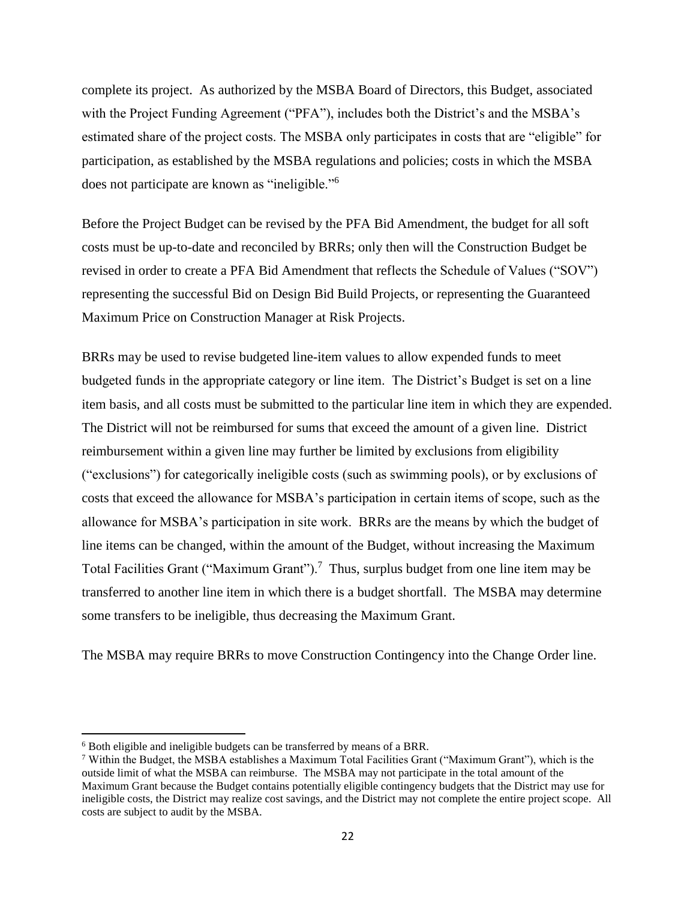complete its project. As authorized by the MSBA Board of Directors, this Budget, associated with the Project Funding Agreement ("PFA"), includes both the District's and the MSBA's estimated share of the project costs. The MSBA only participates in costs that are "eligible" for participation, as established by the MSBA regulations and policies; costs in which the MSBA does not participate are known as "ineligible."[6]

Before the Project Budget can be revised by the PFA Bid Amendment, the budget for all soft costs must be up-to-date and reconciled by BRRs; only then will the Construction Budget be revised in order to create a PFA Bid Amendment that reflects the Schedule of Values ("SOV") representing the successful Bid on Design Bid Build Projects, or representing the Guaranteed Maximum Price on Construction Manager at Risk Projects.

BRRs may be used to revise budgeted line-item values to allow expended funds to meet budgeted funds in the appropriate category or line item. The District's Budget is set on a line item basis, and all costs must be submitted to the particular line item in which they are expended. The District will not be reimbursed for sums that exceed the amount of a given line. District reimbursement within a given line may further be limited by exclusions from eligibility ("exclusions") for categorically ineligible costs (such as swimming pools), or by exclusions of costs that exceed the allowance for MSBA's participation in certain items of scope, such as the allowance for MSBA's participation in site work. BRRs are the means by which the budget of line items can be changed, within the amount of the Budget, without increasing the Maximum Total Facilities Grant ("Maximum Grant").[7] Thus, surplus budget from one line item may be transferred to another line item in which there is a budget shortfall. The MSBA may determine some transfers to be ineligible, thus decreasing the Maximum Grant.

The MSBA may require BRRs to move Construction Contingency into the Change Order line.

---

[6] Both eligible and ineligible budgets can be transferred by means of a BRR.

[7] Within the Budget, the MSBA establishes a Maximum Total Facilities Grant ("Maximum Grant"), which is the outside limit of what the MSBA can reimburse. The MSBA may not participate in the total amount of the Maximum Grant because the Budget contains potentially eligible contingency budgets that the District may use for ineligible costs, the District may realize cost savings, and the District may not complete the entire project scope. All costs are subject to audit by the MSBA.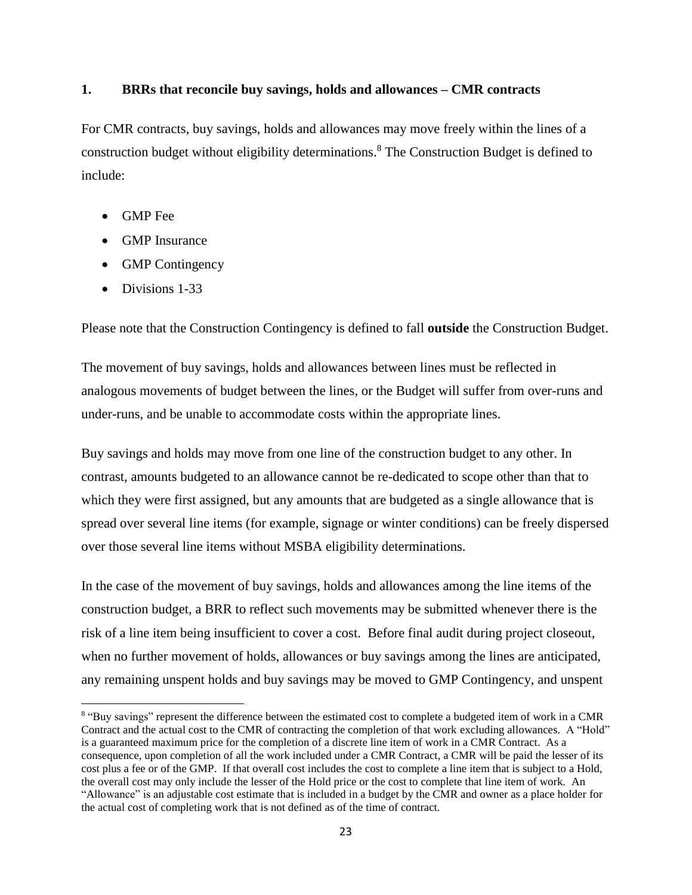### 1. BRRs that reconcile buy savings, holds and allowances – CMR contracts

For CMR contracts, buy savings, holds and allowances may move freely within the lines of a construction budget without eligibility determinations.[8] The Construction Budget is defined to include:

- GMP Fee
- GMP Insurance
- GMP Contingency
- Divisions 1-33

Please note that the Construction Contingency is defined to fall **outside** the Construction Budget.

The movement of buy savings, holds and allowances between lines must be reflected in analogous movements of budget between the lines, or the Budget will suffer from over-runs and under-runs, and be unable to accommodate costs within the appropriate lines.

Buy savings and holds may move from one line of the construction budget to any other. In contrast, amounts budgeted to an allowance cannot be re-dedicated to scope other than that to which they were first assigned, but any amounts that are budgeted as a single allowance that is spread over several line items (for example, signage or winter conditions) can be freely dispersed over those several line items without MSBA eligibility determinations.

In the case of the movement of buy savings, holds and allowances among the line items of the construction budget, a BRR to reflect such movements may be submitted whenever there is the risk of a line item being insufficient to cover a cost. Before final audit during project closeout, when no further movement of holds, allowances or buy savings among the lines are anticipated, any remaining unspent holds and buy savings may be moved to GMP Contingency, and unspent

---

[8] "Buy savings" represent the difference between the estimated cost to complete a budgeted item of work in a CMR Contract and the actual cost to the CMR of contracting the completion of that work excluding allowances. A "Hold" is a guaranteed maximum price for the completion of a discrete line item of work in a CMR Contract. As a consequence, upon completion of all the work included under a CMR Contract, a CMR will be paid the lesser of its cost plus a fee or of the GMP. If that overall cost includes the cost to complete a line item that is subject to a Hold, the overall cost may only include the lesser of the Hold price or the cost to complete that line item of work. An "Allowance" is an adjustable cost estimate that is included in a budget by the CMR and owner as a place holder for the actual cost of completing work that is not defined as of the time of contract.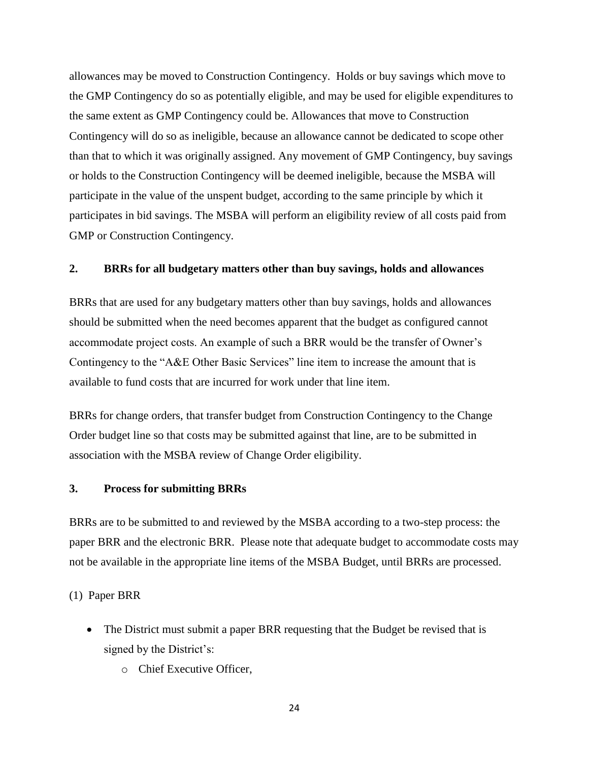allowances may be moved to Construction Contingency. Holds or buy savings which move to the GMP Contingency do so as potentially eligible, and may be used for eligible expenditures to the same extent as GMP Contingency could be. Allowances that move to Construction Contingency will do so as ineligible, because an allowance cannot be dedicated to scope other than that to which it was originally assigned. Any movement of GMP Contingency, buy savings or holds to the Construction Contingency will be deemed ineligible, because the MSBA will participate in the value of the unspent budget, according to the same principle by which it participates in bid savings. The MSBA will perform an eligibility review of all costs paid from GMP or Construction Contingency.

### 2. BRRs for all budgetary matters other than buy savings, holds and allowances

BRRs that are used for any budgetary matters other than buy savings, holds and allowances should be submitted when the need becomes apparent that the budget as configured cannot accommodate project costs. An example of such a BRR would be the transfer of Owner's Contingency to the "A&E Other Basic Services" line item to increase the amount that is available to fund costs that are incurred for work under that line item.

BRRs for change orders, that transfer budget from Construction Contingency to the Change Order budget line so that costs may be submitted against that line, are to be submitted in association with the MSBA review of Change Order eligibility.

### 3. Process for submitting BRRs

BRRs are to be submitted to and reviewed by the MSBA according to a two-step process: the paper BRR and the electronic BRR. Please note that adequate budget to accommodate costs may not be available in the appropriate line items of the MSBA Budget, until BRRs are processed.

(1) Paper BRR

- The District must submit a paper BRR requesting that the Budget be revised that is signed by the District's:
  - Chief Executive Officer,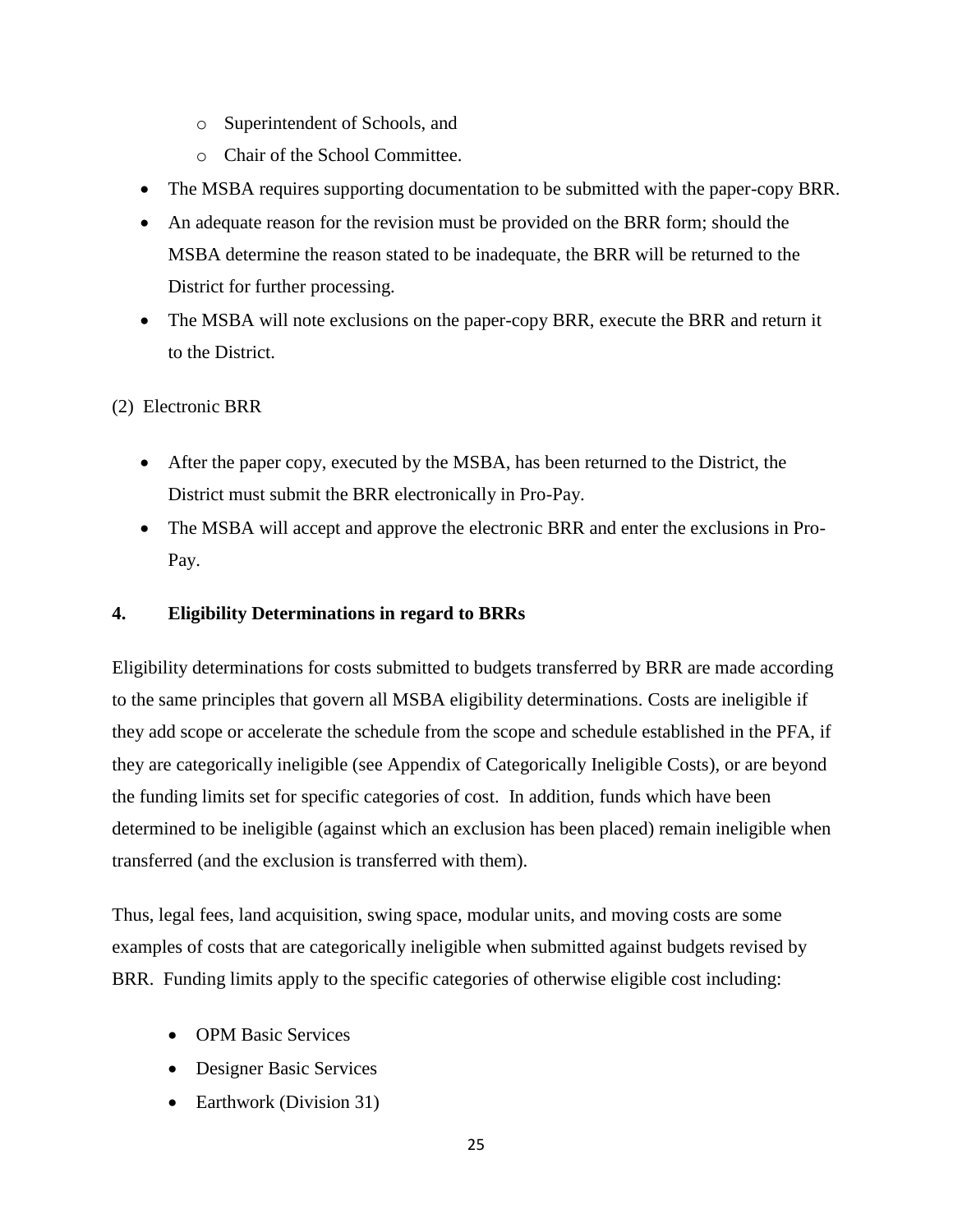- Superintendent of Schools, and
    - Chair of the School Committee.
- The MSBA requires supporting documentation to be submitted with the paper-copy BRR.
- An adequate reason for the revision must be provided on the BRR form; should the MSBA determine the reason stated to be inadequate, the BRR will be returned to the District for further processing.
- The MSBA will note exclusions on the paper-copy BRR, execute the BRR and return it to the District.

(2) Electronic BRR

- After the paper copy, executed by the MSBA, has been returned to the District, the District must submit the BRR electronically in Pro-Pay.
- The MSBA will accept and approve the electronic BRR and enter the exclusions in Pro-Pay.

### 4. Eligibility Determinations in regard to BRRs

Eligibility determinations for costs submitted to budgets transferred by BRR are made according to the same principles that govern all MSBA eligibility determinations. Costs are ineligible if they add scope or accelerate the schedule from the scope and schedule established in the PFA, if they are categorically ineligible (see Appendix of Categorically Ineligible Costs), or are beyond the funding limits set for specific categories of cost. In addition, funds which have been determined to be ineligible (against which an exclusion has been placed) remain ineligible when transferred (and the exclusion is transferred with them).

Thus, legal fees, land acquisition, swing space, modular units, and moving costs are some examples of costs that are categorically ineligible when submitted against budgets revised by BRR. Funding limits apply to the specific categories of otherwise eligible cost including:

- OPM Basic Services
- Designer Basic Services
- Earthwork (Division 31)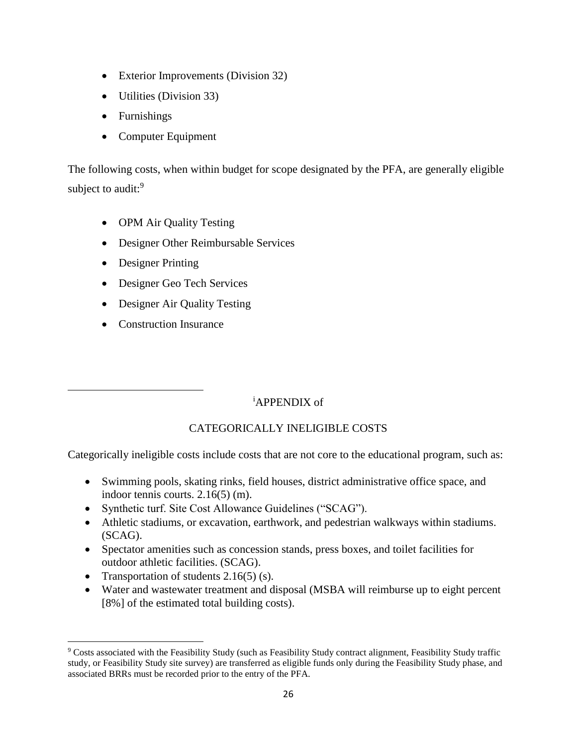- Exterior Improvements (Division 32)
- Utilities (Division 33)
- Furnishings
- Computer Equipment

The following costs, when within budget for scope designated by the PFA, are generally eligible subject to audit:[9]

- OPM Air Quality Testing
- Designer Other Reimbursable Services
- Designer Printing
- Designer Geo Tech Services
- Designer Air Quality Testing
- Construction Insurance

[i]APPENDIX of

CATEGORICALLY INELIGIBLE COSTS

Categorically ineligible costs include costs that are not core to the educational program, such as:

- Swimming pools, skating rinks, field houses, district administrative office space, and indoor tennis courts. 2.16(5) (m).
- Synthetic turf. Site Cost Allowance Guidelines ("SCAG").
- Athletic stadiums, or excavation, earthwork, and pedestrian walkways within stadiums. (SCAG).
- Spectator amenities such as concession stands, press boxes, and toilet facilities for outdoor athletic facilities. (SCAG).
- Transportation of students 2.16(5) (s).
- Water and wastewater treatment and disposal (MSBA will reimburse up to eight percent [8%] of the estimated total building costs).

---

[9] Costs associated with the Feasibility Study (such as Feasibility Study contract alignment, Feasibility Study traffic study, or Feasibility Study site survey) are transferred as eligible funds only during the Feasibility Study phase, and associated BRRs must be recorded prior to the entry of the PFA.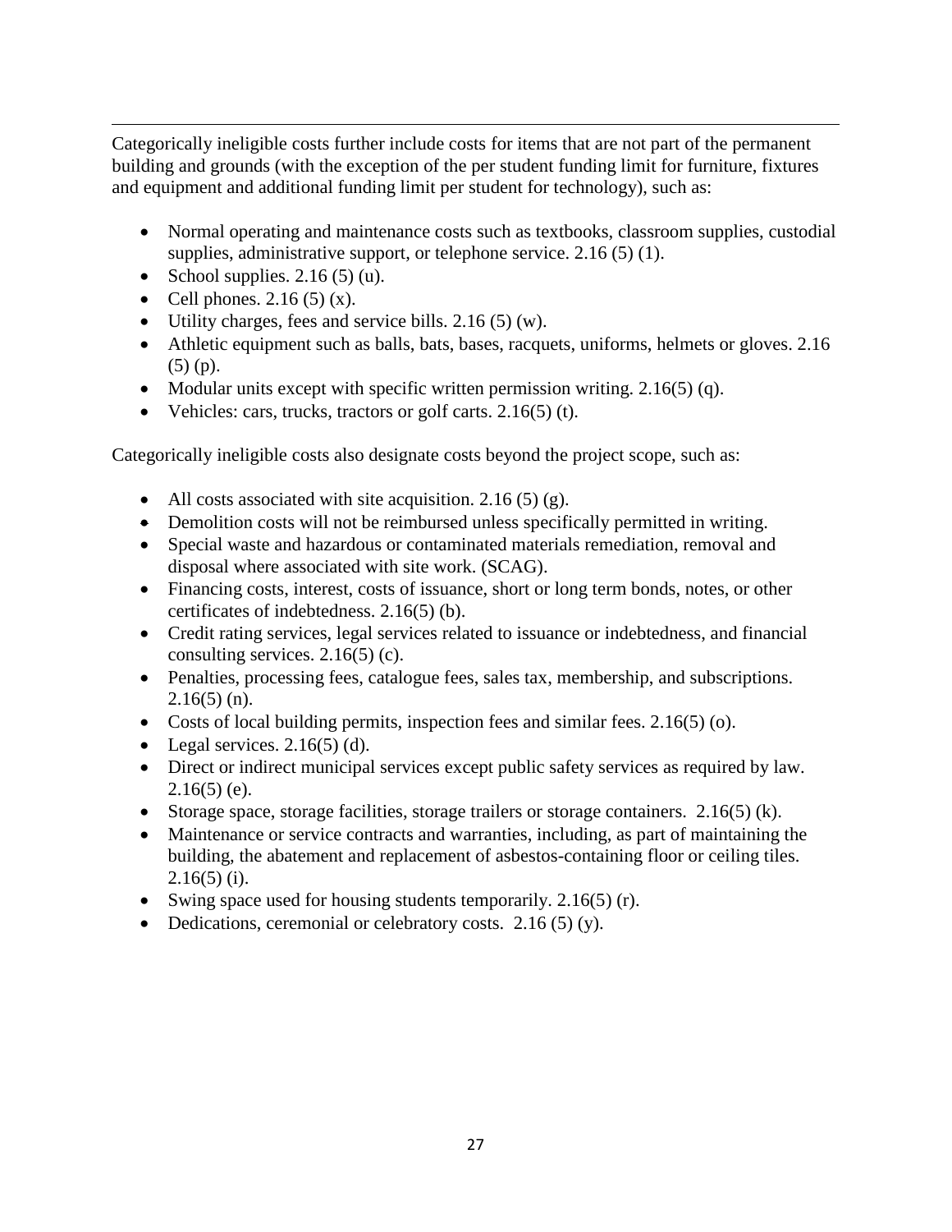Categorically ineligible costs further include costs for items that are not part of the permanent building and grounds (with the exception of the per student funding limit for furniture, fixtures and equipment and additional funding limit per student for technology), such as:

- Normal operating and maintenance costs such as textbooks, classroom supplies, custodial supplies, administrative support, or telephone service. 2.16 (5) (1).
- School supplies. 2.16 (5) (u).
- Cell phones. 2.16 (5) (x).
- Utility charges, fees and service bills. 2.16 (5) (w).
- Athletic equipment such as balls, bats, bases, racquets, uniforms, helmets or gloves. 2.16 (5) (p).
- Modular units except with specific written permission writing. 2.16(5) (q).
- Vehicles: cars, trucks, tractors or golf carts. 2.16(5) (t).

Categorically ineligible costs also designate costs beyond the project scope, such as:

- All costs associated with site acquisition. 2.16 (5) (g).
- Demolition costs will not be reimbursed unless specifically permitted in writing.
- Special waste and hazardous or contaminated materials remediation, removal and disposal where associated with site work. (SCAG).
- Financing costs, interest, costs of issuance, short or long term bonds, notes, or other certificates of indebtedness. 2.16(5) (b).
- Credit rating services, legal services related to issuance or indebtedness, and financial consulting services. 2.16(5) (c).
- Penalties, processing fees, catalogue fees, sales tax, membership, and subscriptions. 2.16(5) (n).
- Costs of local building permits, inspection fees and similar fees. 2.16(5) (o).
- Legal services. 2.16(5) (d).
- Direct or indirect municipal services except public safety services as required by law. 2.16(5) (e).
- Storage space, storage facilities, storage trailers or storage containers. 2.16(5) (k).
- Maintenance or service contracts and warranties, including, as part of maintaining the building, the abatement and replacement of asbestos-containing floor or ceiling tiles. 2.16(5) (i).
- Swing space used for housing students temporarily. 2.16(5) (r).
- Dedications, ceremonial or celebratory costs. 2.16 (5) (y).